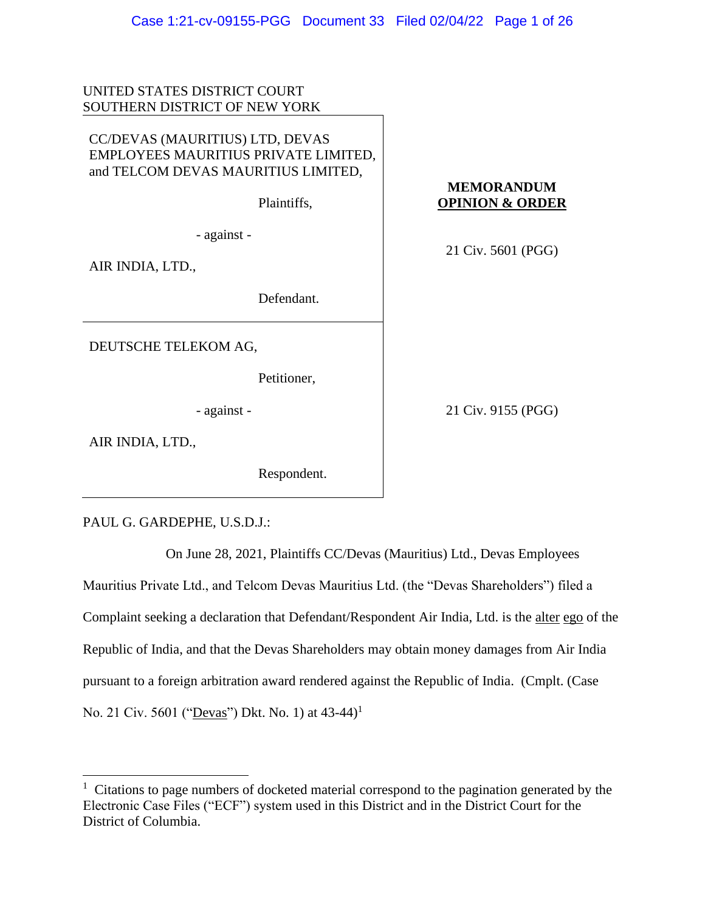UNITED STATES DISTRICT COURT
SOUTHERN DISTRICT OF NEW YORK

CC/DEVAS (MAURITIUS) LTD, DEVAS EMPLOYEES MAURITIUS PRIVATE LIMITED, and TELCOM DEVAS MAURITIUS LIMITED,

Plaintiffs,

- against -

AIR INDIA, LTD.,

Defendant.

**MEMORANDUM OPINION & ORDER**

21 Civ. 5601 (PGG)

DEUTSCHE TELEKOM AG,

Petitioner,

- against -

AIR INDIA, LTD.,

Respondent.

21 Civ. 9155 (PGG)

PAUL G. GARDEPHE, U.S.D.J.:

On June 28, 2021, Plaintiffs CC/Devas (Mauritius) Ltd., Devas Employees Mauritius Private Ltd., and Telcom Devas Mauritius Ltd. (the "Devas Shareholders") filed a Complaint seeking a declaration that Defendant/Respondent Air India, Ltd. is the alter ego of the Republic of India, and that the Devas Shareholders may obtain money damages from Air India pursuant to a foreign arbitration award rendered against the Republic of India. (Cmplt. (Case No. 21 Civ. 5601 ("Devas") Dkt. No. 1) at 43-44)[1]

[1] Citations to page numbers of docketed material correspond to the pagination generated by the Electronic Case Files ("ECF") system used in this District and in the District Court for the District of Columbia.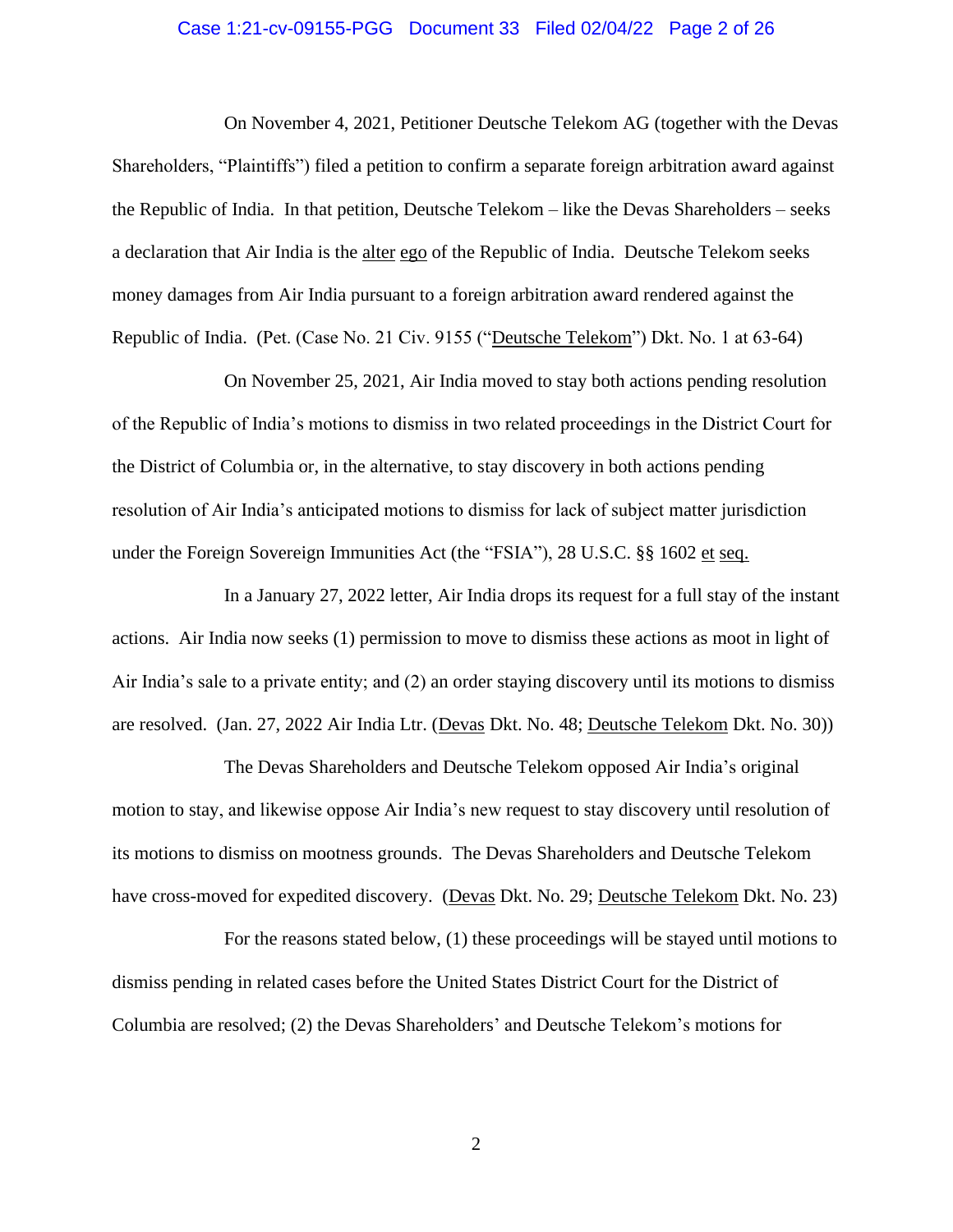On November 4, 2021, Petitioner Deutsche Telekom AG (together with the Devas Shareholders, "Plaintiffs") filed a petition to confirm a separate foreign arbitration award against the Republic of India. In that petition, Deutsche Telekom – like the Devas Shareholders – seeks a declaration that Air India is the alter ego of the Republic of India. Deutsche Telekom seeks money damages from Air India pursuant to a foreign arbitration award rendered against the Republic of India. (Pet. (Case No. 21 Civ. 9155 ("Deutsche Telekom") Dkt. No. 1 at 63-64)

On November 25, 2021, Air India moved to stay both actions pending resolution of the Republic of India's motions to dismiss in two related proceedings in the District Court for the District of Columbia or, in the alternative, to stay discovery in both actions pending resolution of Air India's anticipated motions to dismiss for lack of subject matter jurisdiction under the Foreign Sovereign Immunities Act (the "FSIA"), 28 U.S.C. §§ 1602 et seq.

In a January 27, 2022 letter, Air India drops its request for a full stay of the instant actions. Air India now seeks (1) permission to move to dismiss these actions as moot in light of Air India's sale to a private entity; and (2) an order staying discovery until its motions to dismiss are resolved. (Jan. 27, 2022 Air India Ltr. (Devas Dkt. No. 48; Deutsche Telekom Dkt. No. 30))

The Devas Shareholders and Deutsche Telekom opposed Air India's original motion to stay, and likewise oppose Air India's new request to stay discovery until resolution of its motions to dismiss on mootness grounds. The Devas Shareholders and Deutsche Telekom have cross-moved for expedited discovery. (Devas Dkt. No. 29; Deutsche Telekom Dkt. No. 23)

For the reasons stated below, (1) these proceedings will be stayed until motions to dismiss pending in related cases before the United States District Court for the District of Columbia are resolved; (2) the Devas Shareholders' and Deutsche Telekom's motions for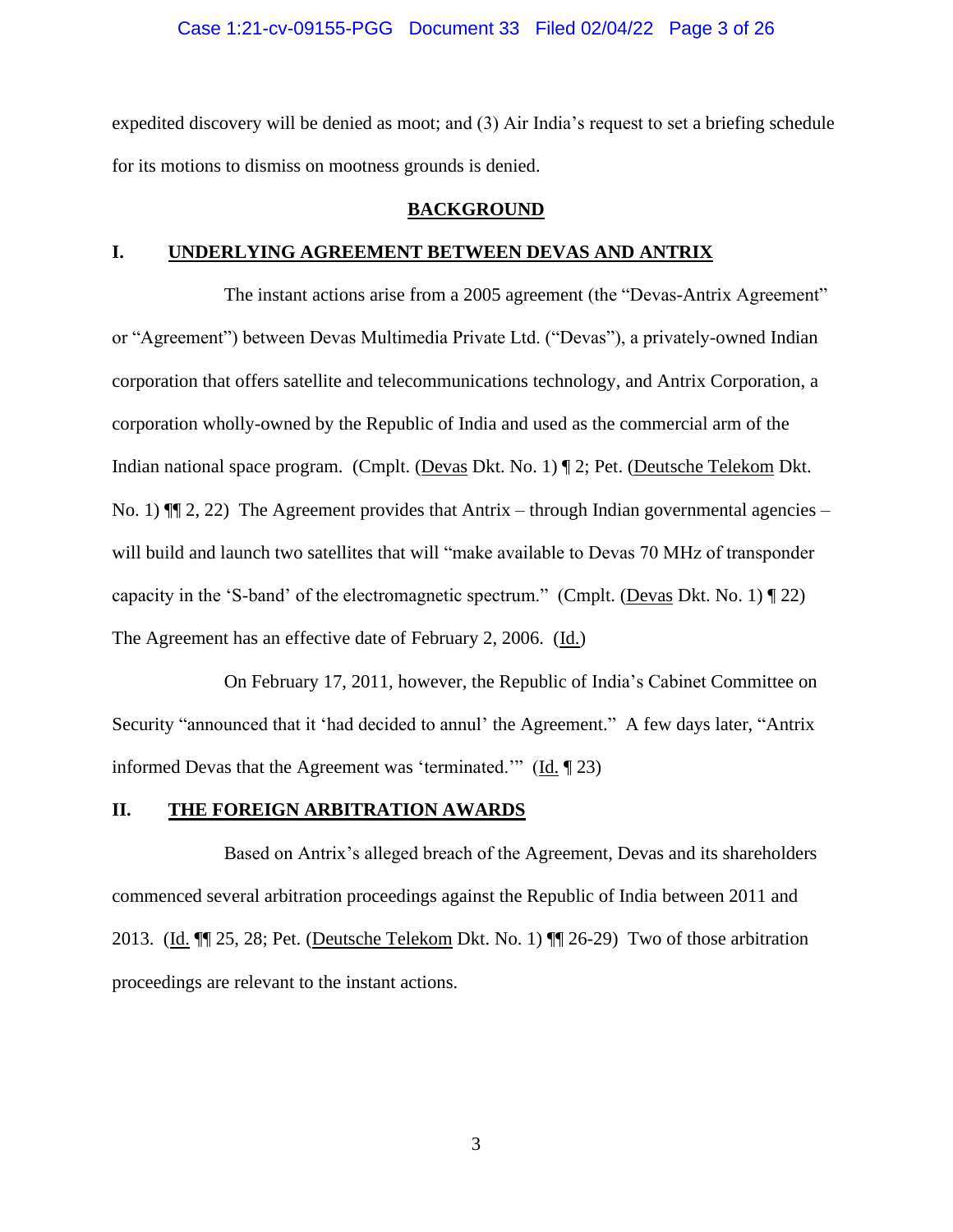expedited discovery will be denied as moot; and (3) Air India's request to set a briefing schedule for its motions to dismiss on mootness grounds is denied.

## **BACKGROUND**

### **I. UNDERLYING AGREEMENT BETWEEN DEVAS AND ANTRIX**

The instant actions arise from a 2005 agreement (the "Devas-Antrix Agreement" or "Agreement") between Devas Multimedia Private Ltd. ("Devas"), a privately-owned Indian corporation that offers satellite and telecommunications technology, and Antrix Corporation, a corporation wholly-owned by the Republic of India and used as the commercial arm of the Indian national space program. (Cmplt. (Devas Dkt. No. 1) ¶ 2; Pet. (Deutsche Telekom Dkt. No. 1) ¶¶ 2, 22) The Agreement provides that Antrix – through Indian governmental agencies – will build and launch two satellites that will "make available to Devas 70 MHz of transponder capacity in the 'S-band' of the electromagnetic spectrum." (Cmplt. (Devas Dkt. No. 1) ¶ 22) The Agreement has an effective date of February 2, 2006. (Id.)

On February 17, 2011, however, the Republic of India's Cabinet Committee on Security "announced that it 'had decided to annul' the Agreement." A few days later, "Antrix informed Devas that the Agreement was 'terminated.'" (Id. ¶ 23)

### **II. THE FOREIGN ARBITRATION AWARDS**

Based on Antrix's alleged breach of the Agreement, Devas and its shareholders commenced several arbitration proceedings against the Republic of India between 2011 and 2013. (Id. ¶¶ 25, 28; Pet. (Deutsche Telekom Dkt. No. 1) ¶¶ 26-29) Two of those arbitration proceedings are relevant to the instant actions.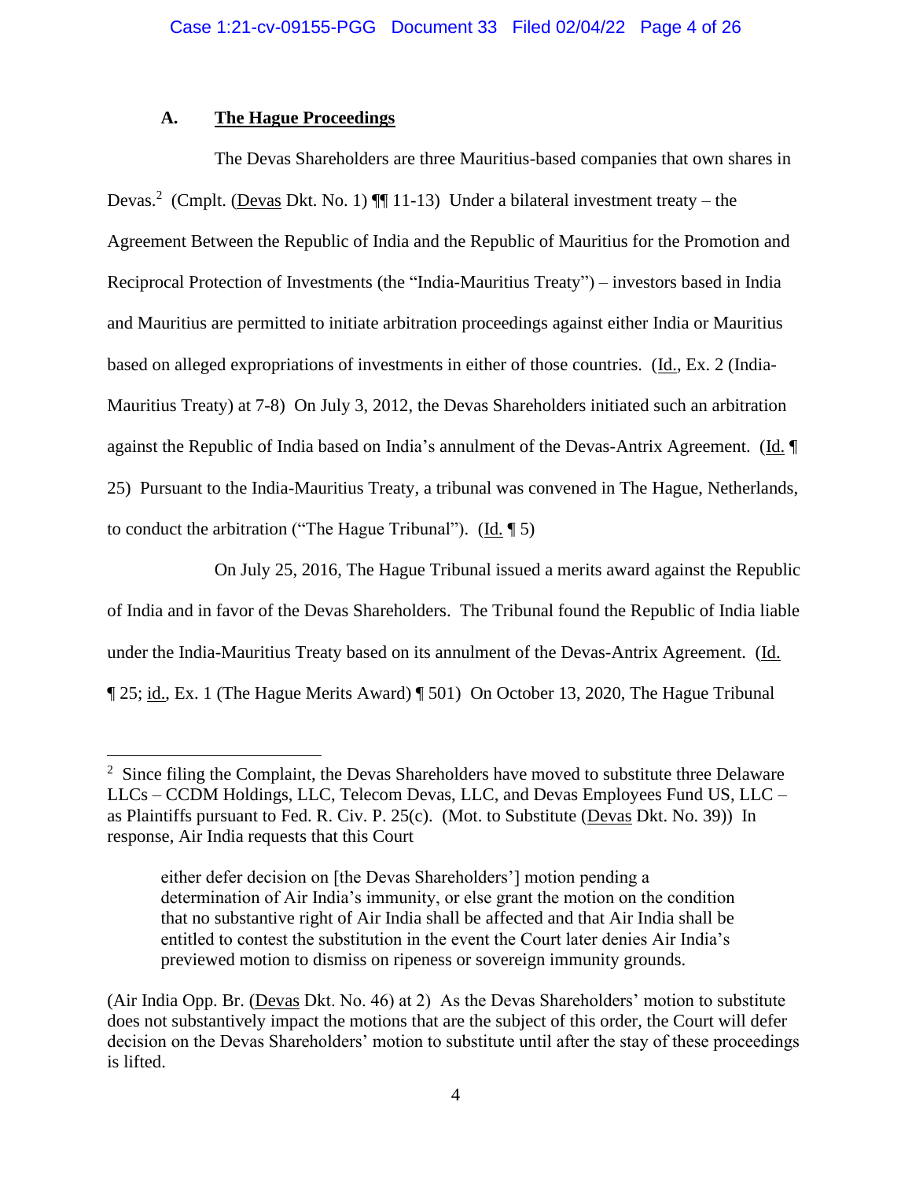### A. The Hague Proceedings

The Devas Shareholders are three Mauritius-based companies that own shares in Devas.[2] (Cmplt. (Devas Dkt. No. 1) ¶¶ 11-13) Under a bilateral investment treaty – the Agreement Between the Republic of India and the Republic of Mauritius for the Promotion and Reciprocal Protection of Investments (the "India-Mauritius Treaty") – investors based in India and Mauritius are permitted to initiate arbitration proceedings against either India or Mauritius based on alleged expropriations of investments in either of those countries. (Id., Ex. 2 (India-Mauritius Treaty) at 7-8) On July 3, 2012, the Devas Shareholders initiated such an arbitration against the Republic of India based on India's annulment of the Devas-Antrix Agreement. (Id. ¶ 25) Pursuant to the India-Mauritius Treaty, a tribunal was convened in The Hague, Netherlands, to conduct the arbitration ("The Hague Tribunal"). (Id. ¶ 5)

On July 25, 2016, The Hague Tribunal issued a merits award against the Republic of India and in favor of the Devas Shareholders. The Tribunal found the Republic of India liable under the India-Mauritius Treaty based on its annulment of the Devas-Antrix Agreement. (Id. ¶ 25; id., Ex. 1 (The Hague Merits Award) ¶ 501) On October 13, 2020, The Hague Tribunal

---

[2] Since filing the Complaint, the Devas Shareholders have moved to substitute three Delaware LLCs – CCDM Holdings, LLC, Telecom Devas, LLC, and Devas Employees Fund US, LLC – as Plaintiffs pursuant to Fed. R. Civ. P. 25(c). (Mot. to Substitute (Devas Dkt. No. 39)) In response, Air India requests that this Court

> either defer decision on [the Devas Shareholders'] motion pending a determination of Air India's immunity, or else grant the motion on the condition that no substantive right of Air India shall be affected and that Air India shall be entitled to contest the substitution in the event the Court later denies Air India's previewed motion to dismiss on ripeness or sovereign immunity grounds.

(Air India Opp. Br. (Devas Dkt. No. 46) at 2) As the Devas Shareholders' motion to substitute does not substantively impact the motions that are the subject of this order, the Court will defer decision on the Devas Shareholders' motion to substitute until after the stay of these proceedings is lifted.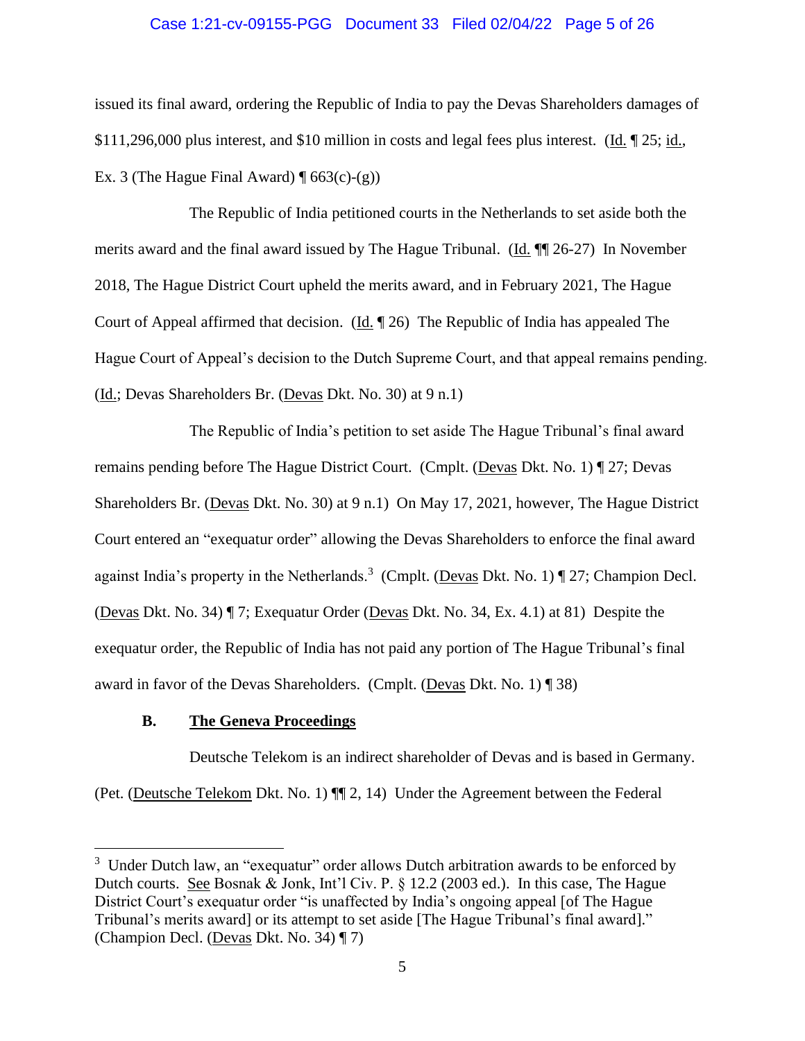issued its final award, ordering the Republic of India to pay the Devas Shareholders damages of $111,296,000 plus interest, and $10 million in costs and legal fees plus interest. (Id. ¶ 25; id., Ex. 3 (The Hague Final Award) ¶ 663(c)-(g))

The Republic of India petitioned courts in the Netherlands to set aside both the merits award and the final award issued by The Hague Tribunal. (Id. ¶¶ 26-27) In November 2018, The Hague District Court upheld the merits award, and in February 2021, The Hague Court of Appeal affirmed that decision. (Id. ¶ 26) The Republic of India has appealed The Hague Court of Appeal's decision to the Dutch Supreme Court, and that appeal remains pending. (Id.; Devas Shareholders Br. (Devas Dkt. No. 30) at 9 n.1)

The Republic of India's petition to set aside The Hague Tribunal's final award remains pending before The Hague District Court. (Cmplt. (Devas Dkt. No. 1) ¶ 27; Devas Shareholders Br. (Devas Dkt. No. 30) at 9 n.1) On May 17, 2021, however, The Hague District Court entered an "exequatur order" allowing the Devas Shareholders to enforce the final award against India's property in the Netherlands.[3] (Cmplt. (Devas Dkt. No. 1) ¶ 27; Champion Decl. (Devas Dkt. No. 34) ¶ 7; Exequatur Order (Devas Dkt. No. 34, Ex. 4.1) at 81) Despite the exequatur order, the Republic of India has not paid any portion of The Hague Tribunal's final award in favor of the Devas Shareholders. (Cmplt. (Devas Dkt. No. 1) ¶ 38)

### B. The Geneva Proceedings

Deutsche Telekom is an indirect shareholder of Devas and is based in Germany. (Pet. (Deutsche Telekom Dkt. No. 1) ¶¶ 2, 14) Under the Agreement between the Federal

---

[3] Under Dutch law, an "exequatur" order allows Dutch arbitration awards to be enforced by Dutch courts. See Bosnak & Jonk, Int'l Civ. P. § 12.2 (2003 ed.). In this case, The Hague District Court's exequatur order "is unaffected by India's ongoing appeal [of The Hague Tribunal's merits award] or its attempt to set aside [The Hague Tribunal's final award]." (Champion Decl. (Devas Dkt. No. 34) ¶ 7)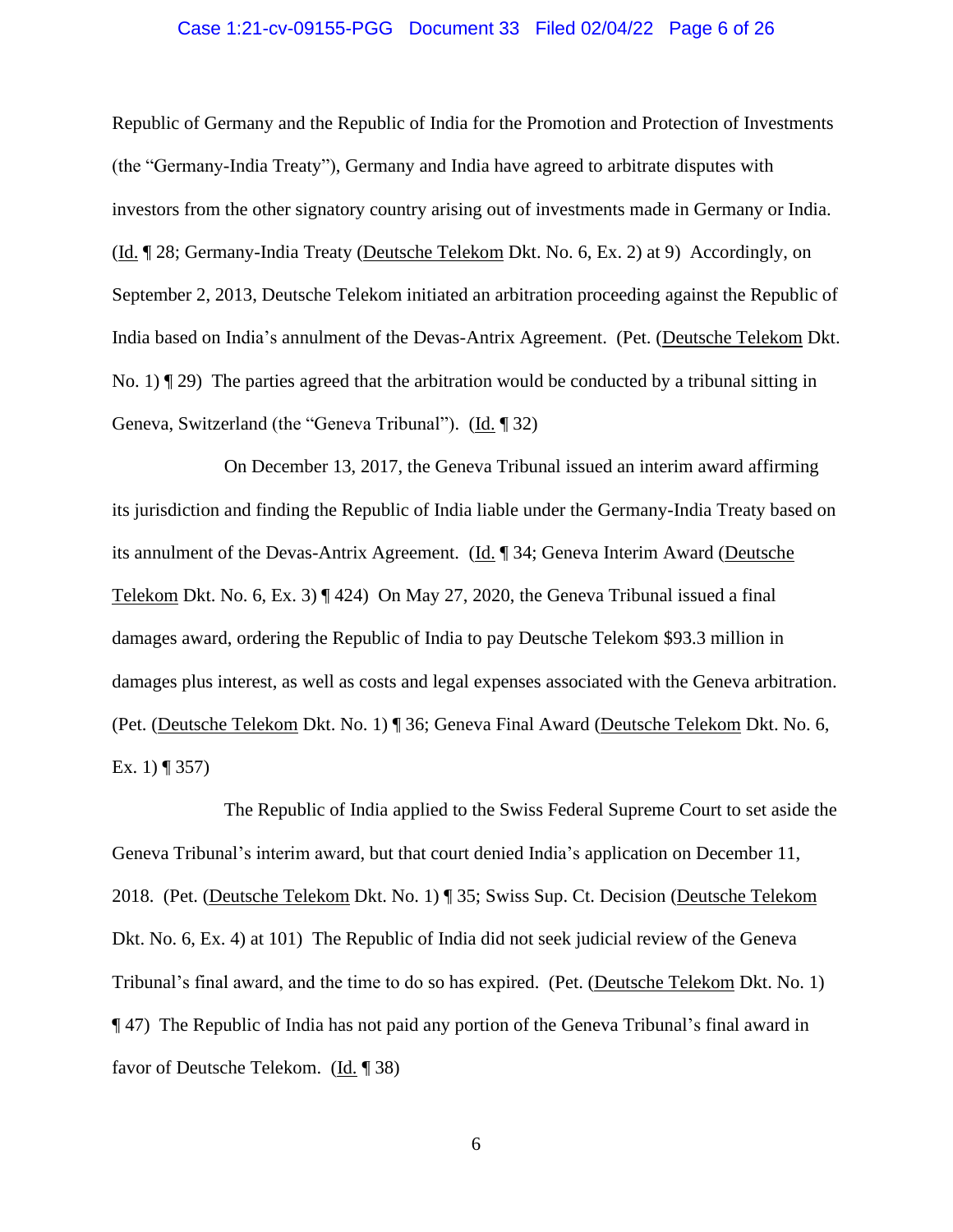Republic of Germany and the Republic of India for the Promotion and Protection of Investments (the "Germany-India Treaty"), Germany and India have agreed to arbitrate disputes with investors from the other signatory country arising out of investments made in Germany or India. (Id. ¶ 28; Germany-India Treaty (Deutsche Telekom Dkt. No. 6, Ex. 2) at 9) Accordingly, on September 2, 2013, Deutsche Telekom initiated an arbitration proceeding against the Republic of India based on India's annulment of the Devas-Antrix Agreement. (Pet. (Deutsche Telekom Dkt. No. 1) ¶ 29) The parties agreed that the arbitration would be conducted by a tribunal sitting in Geneva, Switzerland (the "Geneva Tribunal"). (Id. ¶ 32)

On December 13, 2017, the Geneva Tribunal issued an interim award affirming its jurisdiction and finding the Republic of India liable under the Germany-India Treaty based on its annulment of the Devas-Antrix Agreement. (Id. ¶ 34; Geneva Interim Award (Deutsche Telekom Dkt. No. 6, Ex. 3) ¶ 424) On May 27, 2020, the Geneva Tribunal issued a final damages award, ordering the Republic of India to pay Deutsche Telekom $93.3 million in damages plus interest, as well as costs and legal expenses associated with the Geneva arbitration. (Pet. (Deutsche Telekom Dkt. No. 1) ¶ 36; Geneva Final Award (Deutsche Telekom Dkt. No. 6, Ex. 1) ¶ 357)

The Republic of India applied to the Swiss Federal Supreme Court to set aside the Geneva Tribunal's interim award, but that court denied India's application on December 11, 2018. (Pet. (Deutsche Telekom Dkt. No. 1) ¶ 35; Swiss Sup. Ct. Decision (Deutsche Telekom Dkt. No. 6, Ex. 4) at 101) The Republic of India did not seek judicial review of the Geneva Tribunal's final award, and the time to do so has expired. (Pet. (Deutsche Telekom Dkt. No. 1) ¶ 47) The Republic of India has not paid any portion of the Geneva Tribunal's final award in favor of Deutsche Telekom. (Id. ¶ 38)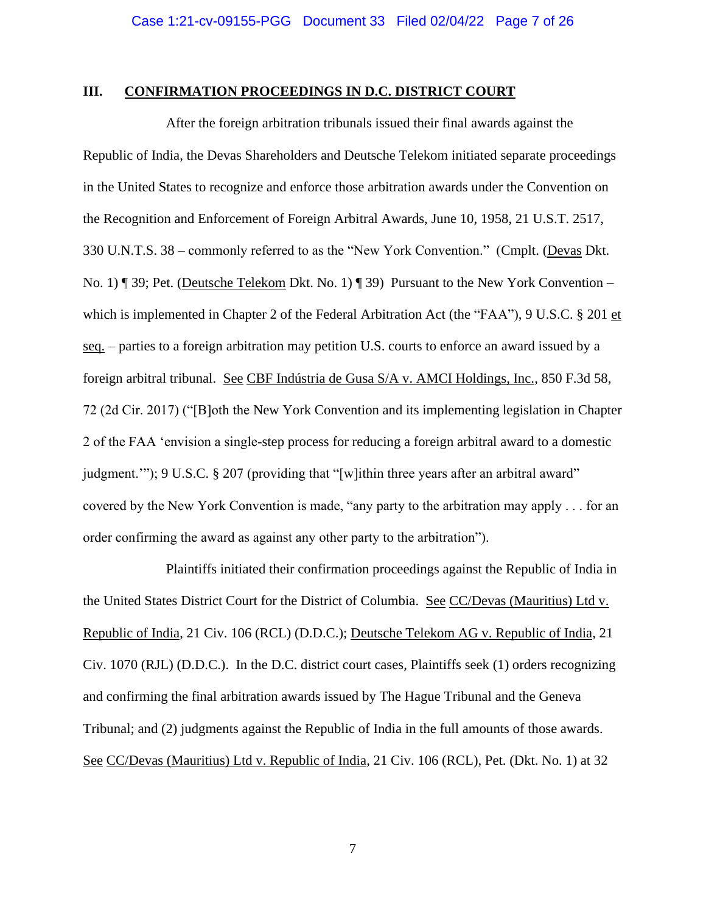## III. CONFIRMATION PROCEEDINGS IN D.C. DISTRICT COURT

After the foreign arbitration tribunals issued their final awards against the Republic of India, the Devas Shareholders and Deutsche Telekom initiated separate proceedings in the United States to recognize and enforce those arbitration awards under the Convention on the Recognition and Enforcement of Foreign Arbitral Awards, June 10, 1958, 21 U.S.T. 2517, 330 U.N.T.S. 38 – commonly referred to as the "New York Convention." (Cmplt. (Devas Dkt. No. 1) ¶ 39; Pet. (Deutsche Telekom Dkt. No. 1) ¶ 39) Pursuant to the New York Convention – which is implemented in Chapter 2 of the Federal Arbitration Act (the "FAA"), 9 U.S.C. § 201 et seq. – parties to a foreign arbitration may petition U.S. courts to enforce an award issued by a foreign arbitral tribunal. See CBF Indústria de Gusa S/A v. AMCI Holdings, Inc., 850 F.3d 58, 72 (2d Cir. 2017) ("[B]oth the New York Convention and its implementing legislation in Chapter 2 of the FAA 'envision a single-step process for reducing a foreign arbitral award to a domestic judgment.'"); 9 U.S.C. § 207 (providing that "[w]ithin three years after an arbitral award" covered by the New York Convention is made, "any party to the arbitration may apply . . . for an order confirming the award as against any other party to the arbitration").

Plaintiffs initiated their confirmation proceedings against the Republic of India in the United States District Court for the District of Columbia. See CC/Devas (Mauritius) Ltd v. Republic of India, 21 Civ. 106 (RCL) (D.D.C.); Deutsche Telekom AG v. Republic of India, 21 Civ. 1070 (RJL) (D.D.C.). In the D.C. district court cases, Plaintiffs seek (1) orders recognizing and confirming the final arbitration awards issued by The Hague Tribunal and the Geneva Tribunal; and (2) judgments against the Republic of India in the full amounts of those awards. See CC/Devas (Mauritius) Ltd v. Republic of India, 21 Civ. 106 (RCL), Pet. (Dkt. No. 1) at 32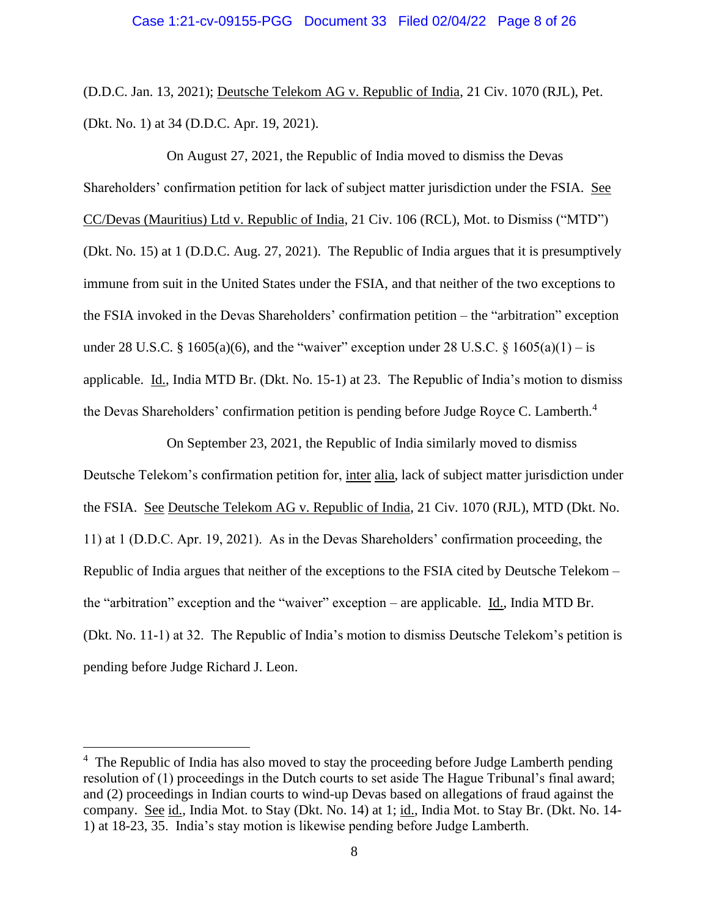(D.D.C. Jan. 13, 2021); Deutsche Telekom AG v. Republic of India, 21 Civ. 1070 (RJL), Pet. (Dkt. No. 1) at 34 (D.D.C. Apr. 19, 2021).

On August 27, 2021, the Republic of India moved to dismiss the Devas Shareholders' confirmation petition for lack of subject matter jurisdiction under the FSIA. See CC/Devas (Mauritius) Ltd v. Republic of India, 21 Civ. 106 (RCL), Mot. to Dismiss ("MTD") (Dkt. No. 15) at 1 (D.D.C. Aug. 27, 2021). The Republic of India argues that it is presumptively immune from suit in the United States under the FSIA, and that neither of the two exceptions to the FSIA invoked in the Devas Shareholders' confirmation petition – the "arbitration" exception under 28 U.S.C. § 1605(a)(6), and the "waiver" exception under 28 U.S.C. § 1605(a)(1) – is applicable. Id., India MTD Br. (Dkt. No. 15-1) at 23. The Republic of India's motion to dismiss the Devas Shareholders' confirmation petition is pending before Judge Royce C. Lamberth.[4]

On September 23, 2021, the Republic of India similarly moved to dismiss Deutsche Telekom's confirmation petition for, inter alia, lack of subject matter jurisdiction under the FSIA. See Deutsche Telekom AG v. Republic of India, 21 Civ. 1070 (RJL), MTD (Dkt. No. 11) at 1 (D.D.C. Apr. 19, 2021). As in the Devas Shareholders' confirmation proceeding, the Republic of India argues that neither of the exceptions to the FSIA cited by Deutsche Telekom – the "arbitration" exception and the "waiver" exception – are applicable. Id., India MTD Br. (Dkt. No. 11-1) at 32. The Republic of India's motion to dismiss Deutsche Telekom's petition is pending before Judge Richard J. Leon.

---

[4] The Republic of India has also moved to stay the proceeding before Judge Lamberth pending resolution of (1) proceedings in the Dutch courts to set aside The Hague Tribunal's final award; and (2) proceedings in Indian courts to wind-up Devas based on allegations of fraud against the company. See id., India Mot. to Stay (Dkt. No. 14) at 1; id., India Mot. to Stay Br. (Dkt. No. 14-1) at 18-23, 35. India's stay motion is likewise pending before Judge Lamberth.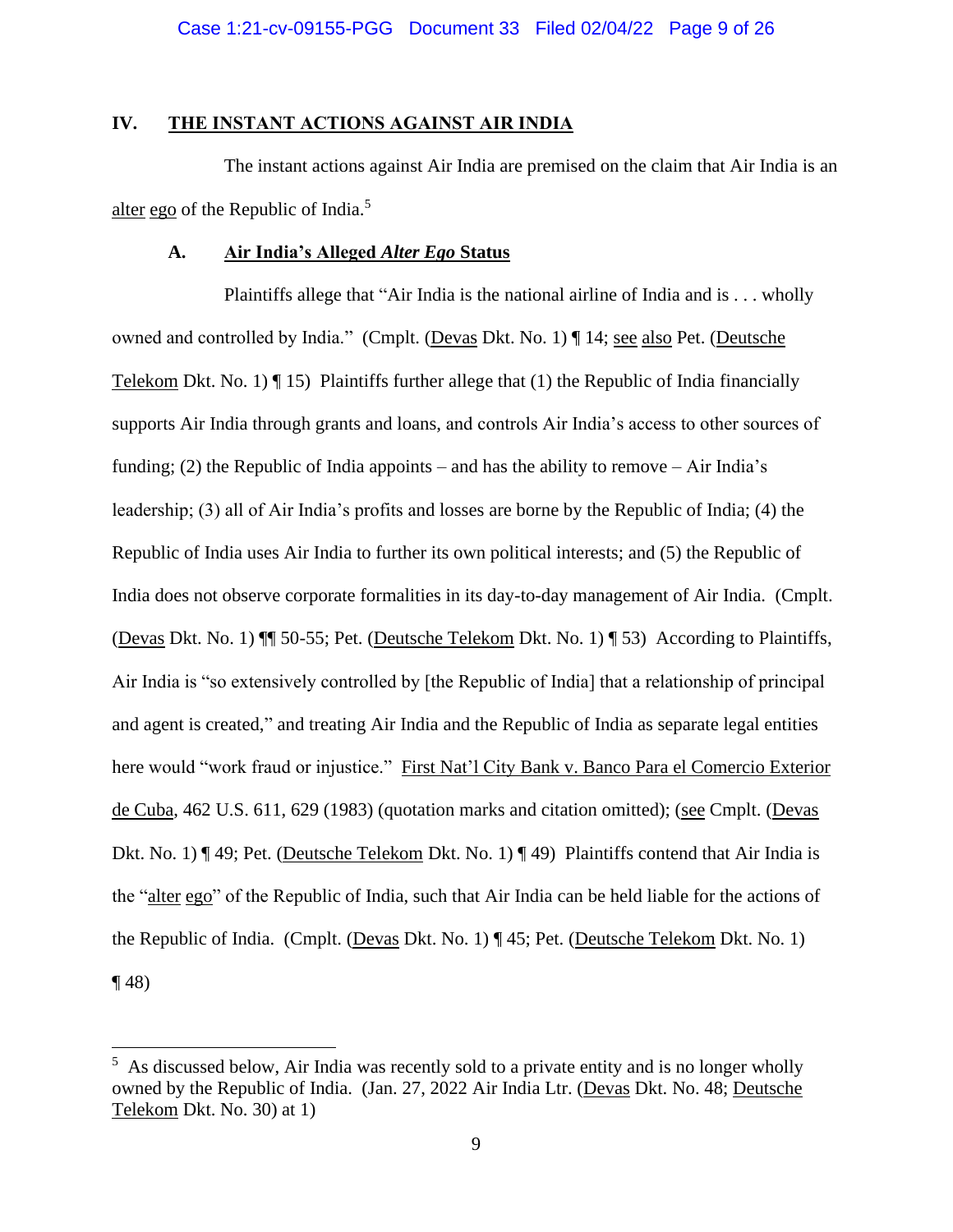## IV. THE INSTANT ACTIONS AGAINST AIR INDIA

The instant actions against Air India are premised on the claim that Air India is an alter ego of the Republic of India.[5]

### A. Air India's Alleged *Alter Ego* Status

Plaintiffs allege that "Air India is the national airline of India and is . . . wholly owned and controlled by India." (Cmplt. (Devas Dkt. No. 1) ¶ 14; see also Pet. (Deutsche Telekom Dkt. No. 1) ¶ 15) Plaintiffs further allege that (1) the Republic of India financially supports Air India through grants and loans, and controls Air India's access to other sources of funding; (2) the Republic of India appoints – and has the ability to remove – Air India's leadership; (3) all of Air India's profits and losses are borne by the Republic of India; (4) the Republic of India uses Air India to further its own political interests; and (5) the Republic of India does not observe corporate formalities in its day-to-day management of Air India. (Cmplt. (Devas Dkt. No. 1) ¶¶ 50-55; Pet. (Deutsche Telekom Dkt. No. 1) ¶ 53) According to Plaintiffs, Air India is "so extensively controlled by [the Republic of India] that a relationship of principal and agent is created," and treating Air India and the Republic of India as separate legal entities here would "work fraud or injustice." First Nat'l City Bank v. Banco Para el Comercio Exterior de Cuba, 462 U.S. 611, 629 (1983) (quotation marks and citation omitted); (see Cmplt. (Devas Dkt. No. 1) ¶ 49; Pet. (Deutsche Telekom Dkt. No. 1) ¶ 49) Plaintiffs contend that Air India is the "alter ego" of the Republic of India, such that Air India can be held liable for the actions of the Republic of India. (Cmplt. (Devas Dkt. No. 1) ¶ 45; Pet. (Deutsche Telekom Dkt. No. 1) ¶ 48)

---

[5] As discussed below, Air India was recently sold to a private entity and is no longer wholly owned by the Republic of India. (Jan. 27, 2022 Air India Ltr. (Devas Dkt. No. 48; Deutsche Telekom Dkt. No. 30) at 1)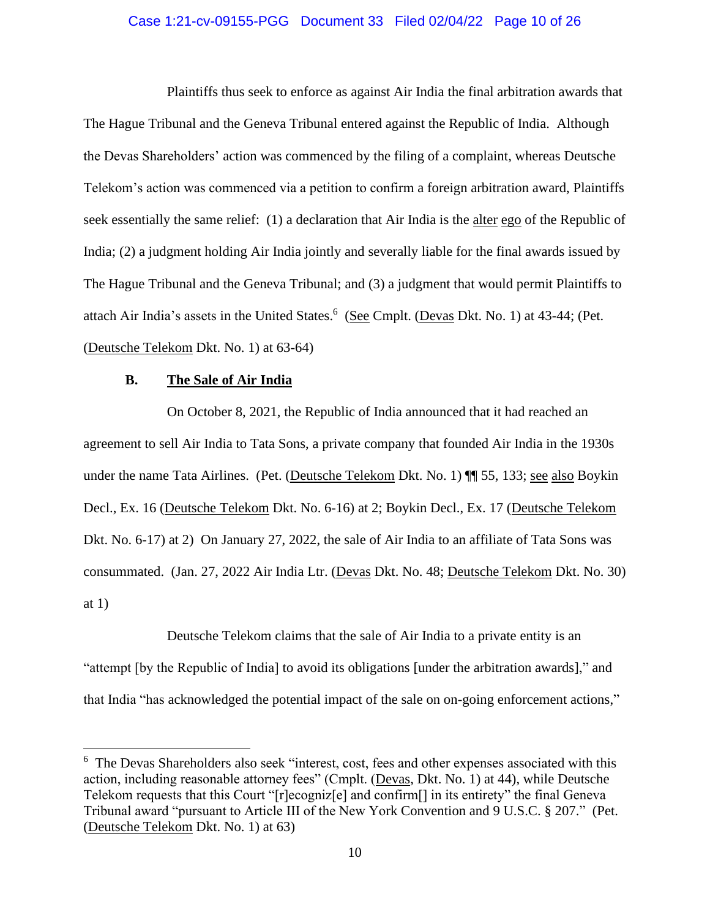Plaintiffs thus seek to enforce as against Air India the final arbitration awards that The Hague Tribunal and the Geneva Tribunal entered against the Republic of India. Although the Devas Shareholders' action was commenced by the filing of a complaint, whereas Deutsche Telekom's action was commenced via a petition to confirm a foreign arbitration award, Plaintiffs seek essentially the same relief: (1) a declaration that Air India is the alter ego of the Republic of India; (2) a judgment holding Air India jointly and severally liable for the final awards issued by The Hague Tribunal and the Geneva Tribunal; and (3) a judgment that would permit Plaintiffs to attach Air India's assets in the United States.[6] (See Cmplt. (Devas Dkt. No. 1) at 43-44; (Pet. (Deutsche Telekom Dkt. No. 1) at 63-64)

### B. The Sale of Air India

On October 8, 2021, the Republic of India announced that it had reached an agreement to sell Air India to Tata Sons, a private company that founded Air India in the 1930s under the name Tata Airlines. (Pet. (Deutsche Telekom Dkt. No. 1) ¶¶ 55, 133; see also Boykin Decl., Ex. 16 (Deutsche Telekom Dkt. No. 6-16) at 2; Boykin Decl., Ex. 17 (Deutsche Telekom Dkt. No. 6-17) at 2) On January 27, 2022, the sale of Air India to an affiliate of Tata Sons was consummated. (Jan. 27, 2022 Air India Ltr. (Devas Dkt. No. 48; Deutsche Telekom Dkt. No. 30) at 1)

Deutsche Telekom claims that the sale of Air India to a private entity is an "attempt [by the Republic of India] to avoid its obligations [under the arbitration awards]," and that India "has acknowledged the potential impact of the sale on on-going enforcement actions,"

---

[6] The Devas Shareholders also seek "interest, cost, fees and other expenses associated with this action, including reasonable attorney fees" (Cmplt. (Devas, Dkt. No. 1) at 44), while Deutsche Telekom requests that this Court "[r]ecogniz[e] and confirm[] in its entirety" the final Geneva Tribunal award "pursuant to Article III of the New York Convention and 9 U.S.C. § 207." (Pet. (Deutsche Telekom Dkt. No. 1) at 63)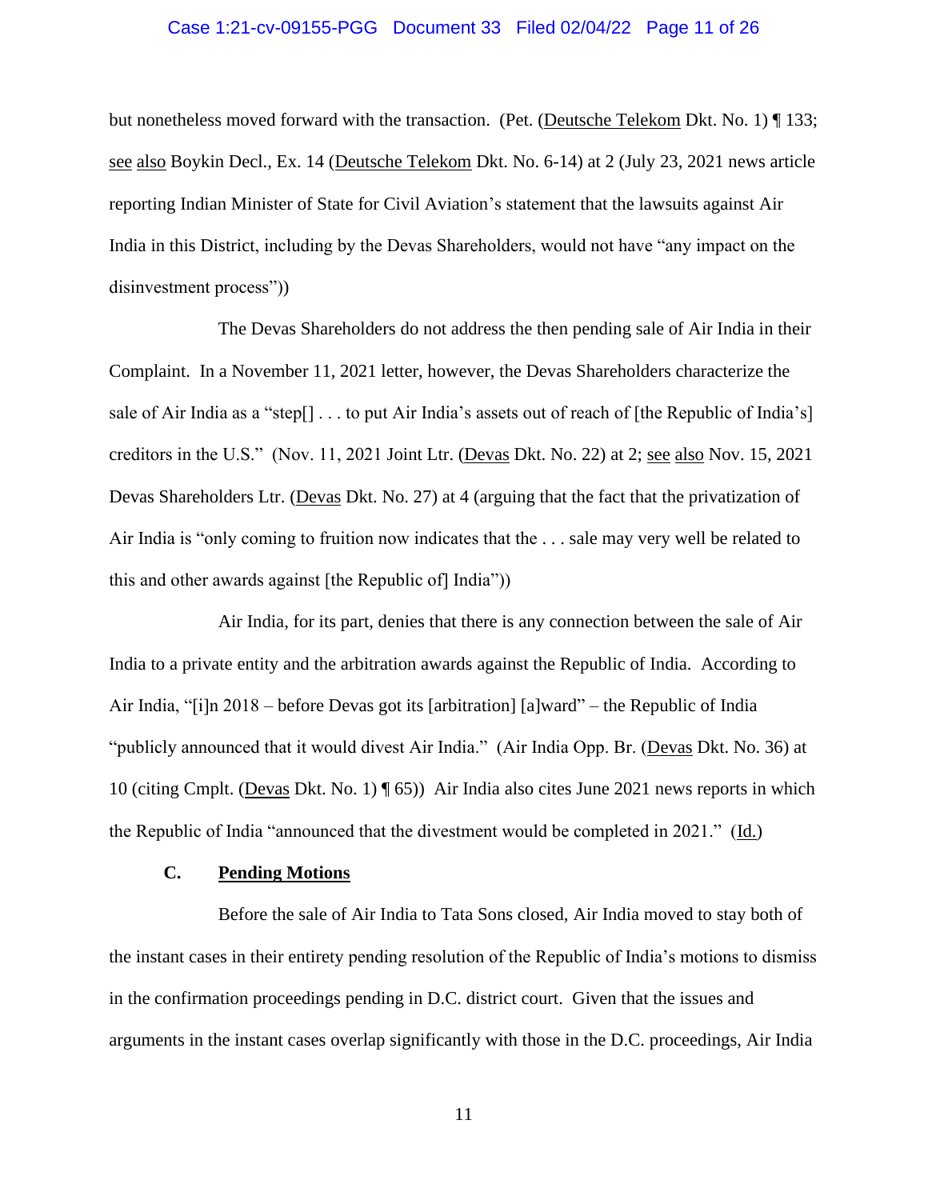but nonetheless moved forward with the transaction. (Pet. (Deutsche Telekom Dkt. No. 1) ¶ 133; see also Boykin Decl., Ex. 14 (Deutsche Telekom Dkt. No. 6-14) at 2 (July 23, 2021 news article reporting Indian Minister of State for Civil Aviation's statement that the lawsuits against Air India in this District, including by the Devas Shareholders, would not have "any impact on the disinvestment process"))

The Devas Shareholders do not address the then pending sale of Air India in their Complaint. In a November 11, 2021 letter, however, the Devas Shareholders characterize the sale of Air India as a "step[] . . . to put Air India's assets out of reach of [the Republic of India's] creditors in the U.S." (Nov. 11, 2021 Joint Ltr. (Devas Dkt. No. 22) at 2; see also Nov. 15, 2021 Devas Shareholders Ltr. (Devas Dkt. No. 27) at 4 (arguing that the fact that the privatization of Air India is "only coming to fruition now indicates that the . . . sale may very well be related to this and other awards against [the Republic of] India"))

Air India, for its part, denies that there is any connection between the sale of Air India to a private entity and the arbitration awards against the Republic of India. According to Air India, "[i]n 2018 – before Devas got its [arbitration] [a]ward" – the Republic of India "publicly announced that it would divest Air India." (Air India Opp. Br. (Devas Dkt. No. 36) at 10 (citing Cmplt. (Devas Dkt. No. 1) ¶ 65)) Air India also cites June 2021 news reports in which the Republic of India "announced that the divestment would be completed in 2021." (Id.)

### C. Pending Motions

Before the sale of Air India to Tata Sons closed, Air India moved to stay both of the instant cases in their entirety pending resolution of the Republic of India's motions to dismiss in the confirmation proceedings pending in D.C. district court. Given that the issues and arguments in the instant cases overlap significantly with those in the D.C. proceedings, Air India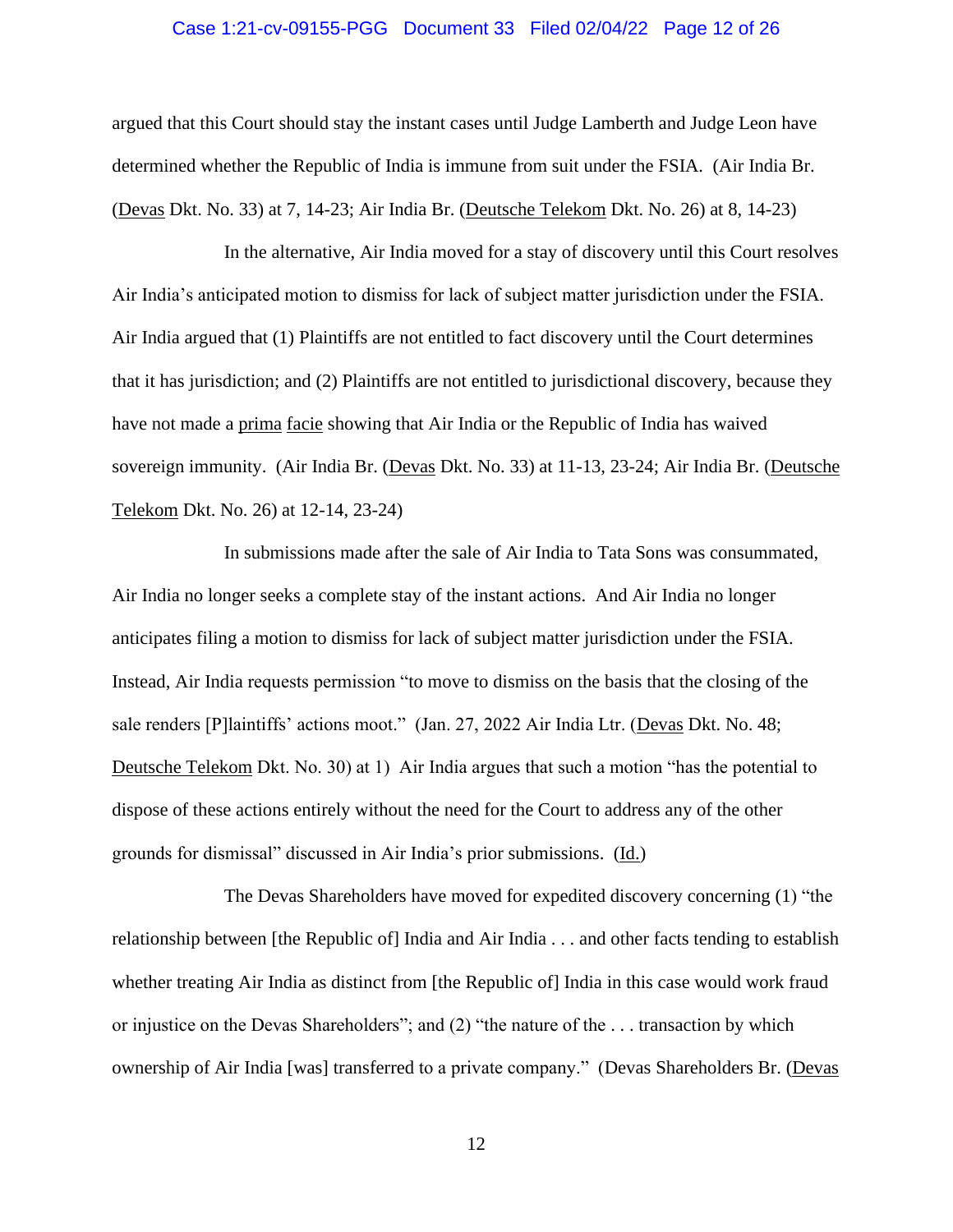argued that this Court should stay the instant cases until Judge Lamberth and Judge Leon have determined whether the Republic of India is immune from suit under the FSIA. (Air India Br. (Devas Dkt. No. 33) at 7, 14-23; Air India Br. (Deutsche Telekom Dkt. No. 26) at 8, 14-23)

In the alternative, Air India moved for a stay of discovery until this Court resolves Air India's anticipated motion to dismiss for lack of subject matter jurisdiction under the FSIA. Air India argued that (1) Plaintiffs are not entitled to fact discovery until the Court determines that it has jurisdiction; and (2) Plaintiffs are not entitled to jurisdictional discovery, because they have not made a prima facie showing that Air India or the Republic of India has waived sovereign immunity. (Air India Br. (Devas Dkt. No. 33) at 11-13, 23-24; Air India Br. (Deutsche Telekom Dkt. No. 26) at 12-14, 23-24)

In submissions made after the sale of Air India to Tata Sons was consummated, Air India no longer seeks a complete stay of the instant actions. And Air India no longer anticipates filing a motion to dismiss for lack of subject matter jurisdiction under the FSIA. Instead, Air India requests permission "to move to dismiss on the basis that the closing of the sale renders [P]laintiffs' actions moot." (Jan. 27, 2022 Air India Ltr. (Devas Dkt. No. 48; Deutsche Telekom Dkt. No. 30) at 1) Air India argues that such a motion "has the potential to dispose of these actions entirely without the need for the Court to address any of the other grounds for dismissal" discussed in Air India's prior submissions. (Id.)

The Devas Shareholders have moved for expedited discovery concerning (1) "the relationship between [the Republic of] India and Air India . . . and other facts tending to establish whether treating Air India as distinct from [the Republic of] India in this case would work fraud or injustice on the Devas Shareholders"; and (2) "the nature of the . . . transaction by which ownership of Air India [was] transferred to a private company." (Devas Shareholders Br. (Devas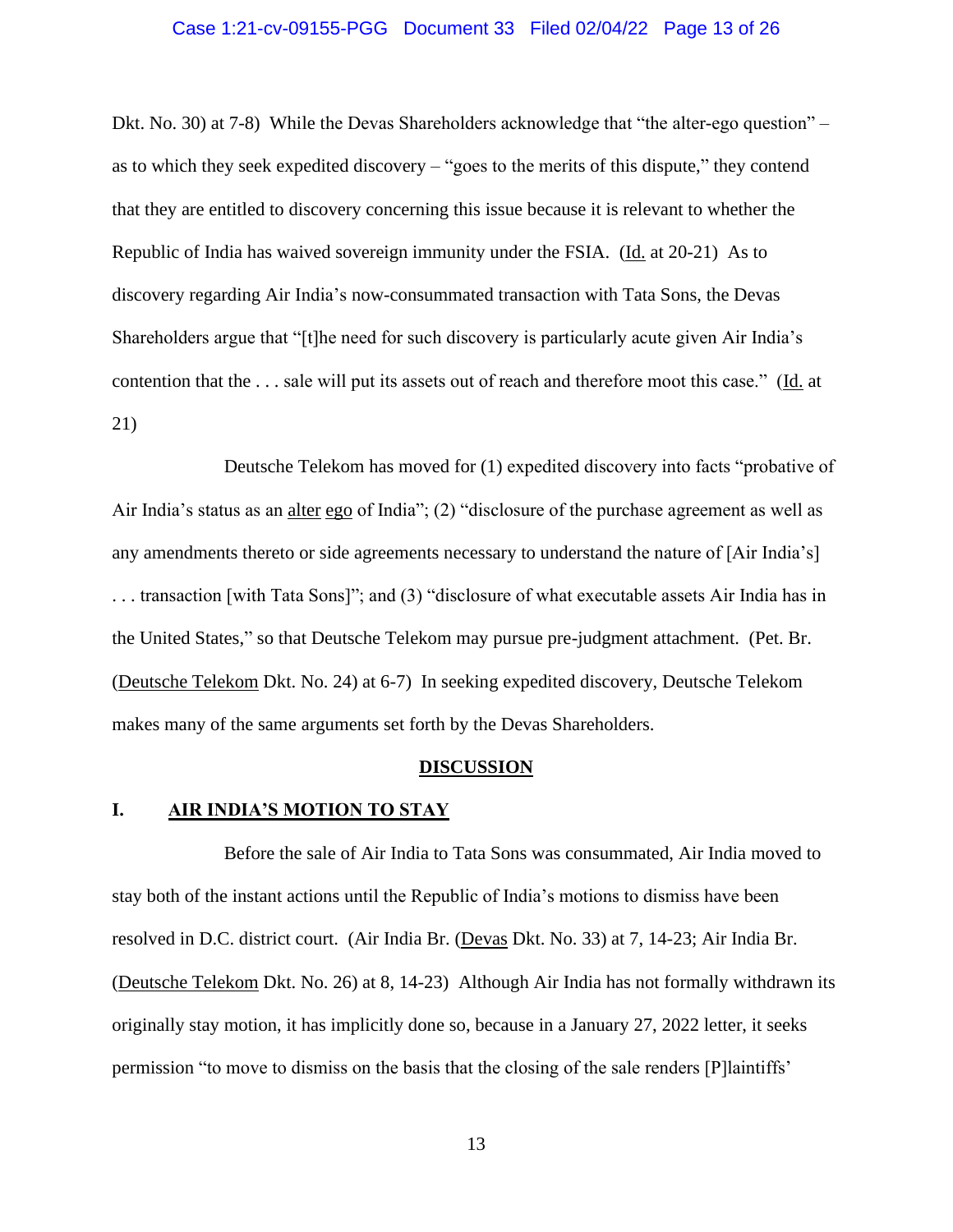Dkt. No. 30) at 7-8) While the Devas Shareholders acknowledge that "the alter-ego question" – as to which they seek expedited discovery – "goes to the merits of this dispute," they contend that they are entitled to discovery concerning this issue because it is relevant to whether the Republic of India has waived sovereign immunity under the FSIA. (Id. at 20-21) As to discovery regarding Air India's now-consummated transaction with Tata Sons, the Devas Shareholders argue that "[t]he need for such discovery is particularly acute given Air India's contention that the . . . sale will put its assets out of reach and therefore moot this case." (Id. at 21)

Deutsche Telekom has moved for (1) expedited discovery into facts "probative of Air India's status as an alter ego of India"; (2) "disclosure of the purchase agreement as well as any amendments thereto or side agreements necessary to understand the nature of [Air India's] . . . transaction [with Tata Sons]"; and (3) "disclosure of what executable assets Air India has in the United States," so that Deutsche Telekom may pursue pre-judgment attachment. (Pet. Br. (Deutsche Telekom Dkt. No. 24) at 6-7) In seeking expedited discovery, Deutsche Telekom makes many of the same arguments set forth by the Devas Shareholders.

## DISCUSSION

### I. AIR INDIA'S MOTION TO STAY

Before the sale of Air India to Tata Sons was consummated, Air India moved to stay both of the instant actions until the Republic of India's motions to dismiss have been resolved in D.C. district court. (Air India Br. (Devas Dkt. No. 33) at 7, 14-23; Air India Br. (Deutsche Telekom Dkt. No. 26) at 8, 14-23) Although Air India has not formally withdrawn its originally stay motion, it has implicitly done so, because in a January 27, 2022 letter, it seeks permission "to move to dismiss on the basis that the closing of the sale renders [P]laintiffs'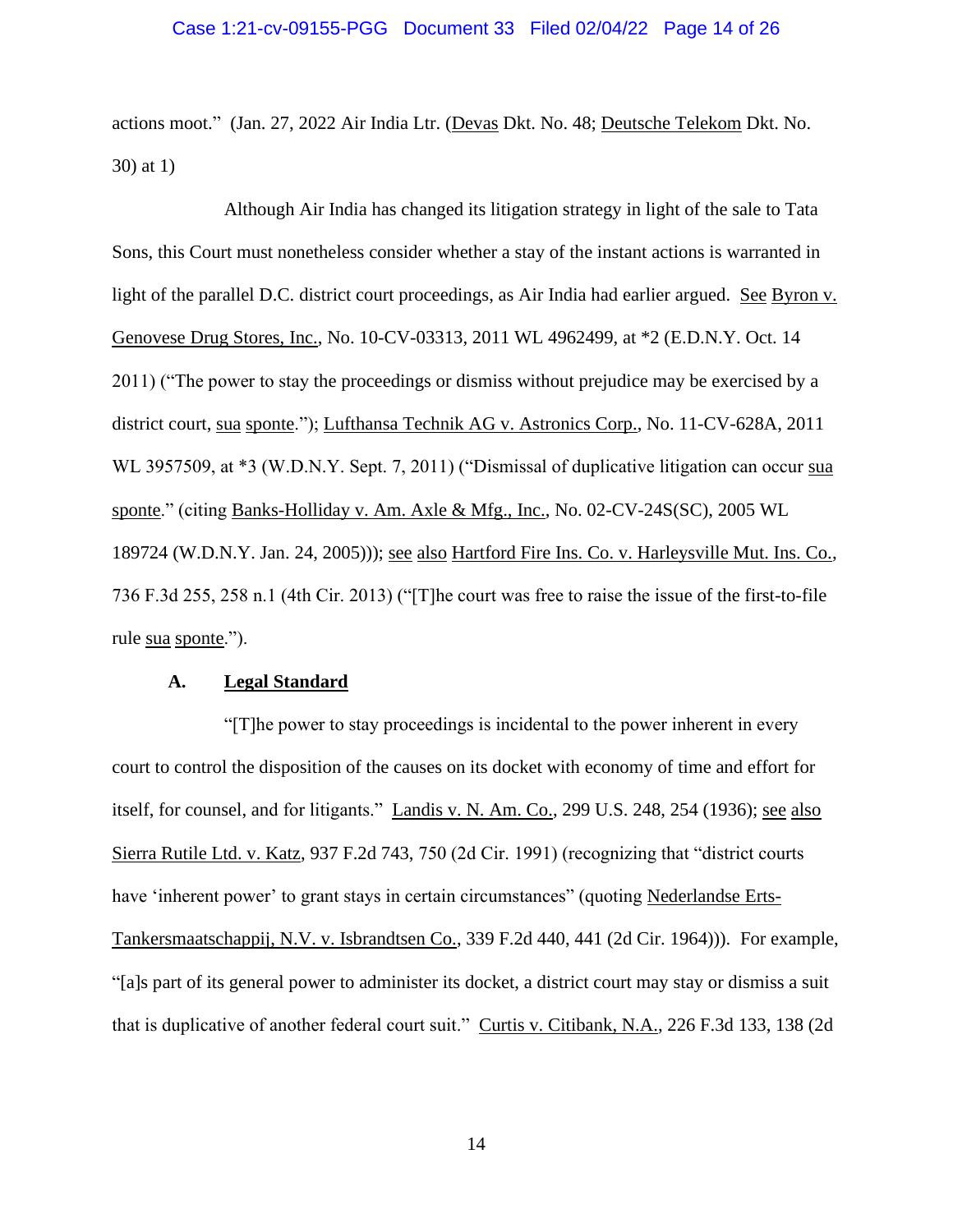actions moot." (Jan. 27, 2022 Air India Ltr. (Devas Dkt. No. 48; Deutsche Telekom Dkt. No. 30) at 1)

Although Air India has changed its litigation strategy in light of the sale to Tata Sons, this Court must nonetheless consider whether a stay of the instant actions is warranted in light of the parallel D.C. district court proceedings, as Air India had earlier argued. See Byron v. Genovese Drug Stores, Inc., No. 10-CV-03313, 2011 WL 4962499, at *2 (E.D.N.Y. Oct. 14 2011) ("The power to stay the proceedings or dismiss without prejudice may be exercised by a district court, sua sponte."); Lufthansa Technik AG v. Astronics Corp., No. 11-CV-628A, 2011 WL 3957509, at *3 (W.D.N.Y. Sept. 7, 2011) ("Dismissal of duplicative litigation can occur sua sponte." (citing Banks-Holliday v. Am. Axle & Mfg., Inc., No. 02-CV-24S(SC), 2005 WL 189724 (W.D.N.Y. Jan. 24, 2005))); see also Hartford Fire Ins. Co. v. Harleysville Mut. Ins. Co., 736 F.3d 255, 258 n.1 (4th Cir. 2013) ("[T]he court was free to raise the issue of the first-to-file rule sua sponte.").

### A. Legal Standard

"[T]he power to stay proceedings is incidental to the power inherent in every court to control the disposition of the causes on its docket with economy of time and effort for itself, for counsel, and for litigants." Landis v. N. Am. Co., 299 U.S. 248, 254 (1936); see also Sierra Rutile Ltd. v. Katz, 937 F.2d 743, 750 (2d Cir. 1991) (recognizing that "district courts have 'inherent power' to grant stays in certain circumstances" (quoting Nederlandse Erts-Tankersmaatschappij, N.V. v. Isbrandtsen Co., 339 F.2d 440, 441 (2d Cir. 1964))). For example, "[a]s part of its general power to administer its docket, a district court may stay or dismiss a suit that is duplicative of another federal court suit." Curtis v. Citibank, N.A., 226 F.3d 133, 138 (2d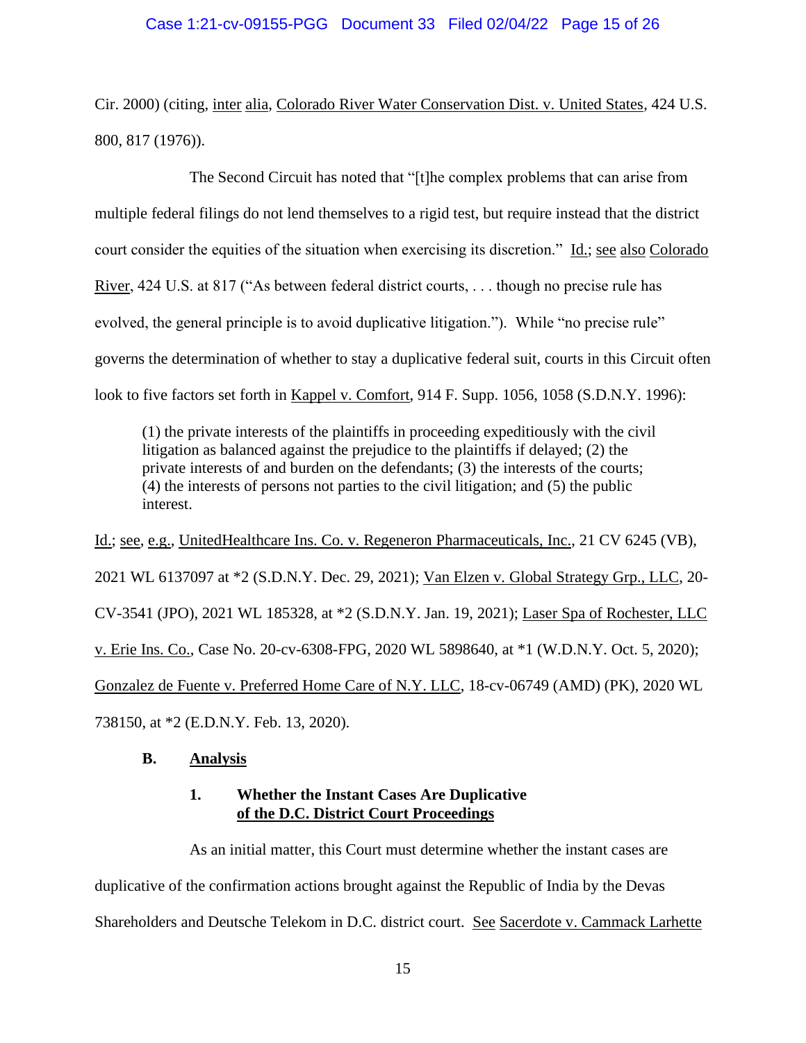Cir. 2000) (citing, inter alia, Colorado River Water Conservation Dist. v. United States, 424 U.S. 800, 817 (1976)).

The Second Circuit has noted that "[t]he complex problems that can arise from multiple federal filings do not lend themselves to a rigid test, but require instead that the district court consider the equities of the situation when exercising its discretion." Id.; see also Colorado River, 424 U.S. at 817 ("As between federal district courts, . . . though no precise rule has evolved, the general principle is to avoid duplicative litigation."). While "no precise rule" governs the determination of whether to stay a duplicative federal suit, courts in this Circuit often look to five factors set forth in Kappel v. Comfort, 914 F. Supp. 1056, 1058 (S.D.N.Y. 1996):

> (1) the private interests of the plaintiffs in proceeding expeditiously with the civil litigation as balanced against the prejudice to the plaintiffs if delayed; (2) the private interests of and burden on the defendants; (3) the interests of the courts; (4) the interests of persons not parties to the civil litigation; and (5) the public interest.

Id.; see, e.g., UnitedHealthcare Ins. Co. v. Regeneron Pharmaceuticals, Inc., 21 CV 6245 (VB), 2021 WL 6137097 at *2 (S.D.N.Y. Dec. 29, 2021); Van Elzen v. Global Strategy Grp., LLC, 20-CV-3541 (JPO), 2021 WL 185328, at *2 (S.D.N.Y. Jan. 19, 2021); Laser Spa of Rochester, LLC v. Erie Ins. Co., Case No. 20-cv-6308-FPG, 2020 WL 5898640, at *1 (W.D.N.Y. Oct. 5, 2020); Gonzalez de Fuente v. Preferred Home Care of N.Y. LLC, 18-cv-06749 (AMD) (PK), 2020 WL 738150, at *2 (E.D.N.Y. Feb. 13, 2020).

## B. Analysis

### 1. Whether the Instant Cases Are Duplicative of the D.C. District Court Proceedings

As an initial matter, this Court must determine whether the instant cases are duplicative of the confirmation actions brought against the Republic of India by the Devas Shareholders and Deutsche Telekom in D.C. district court. See Sacerdote v. Cammack Larhette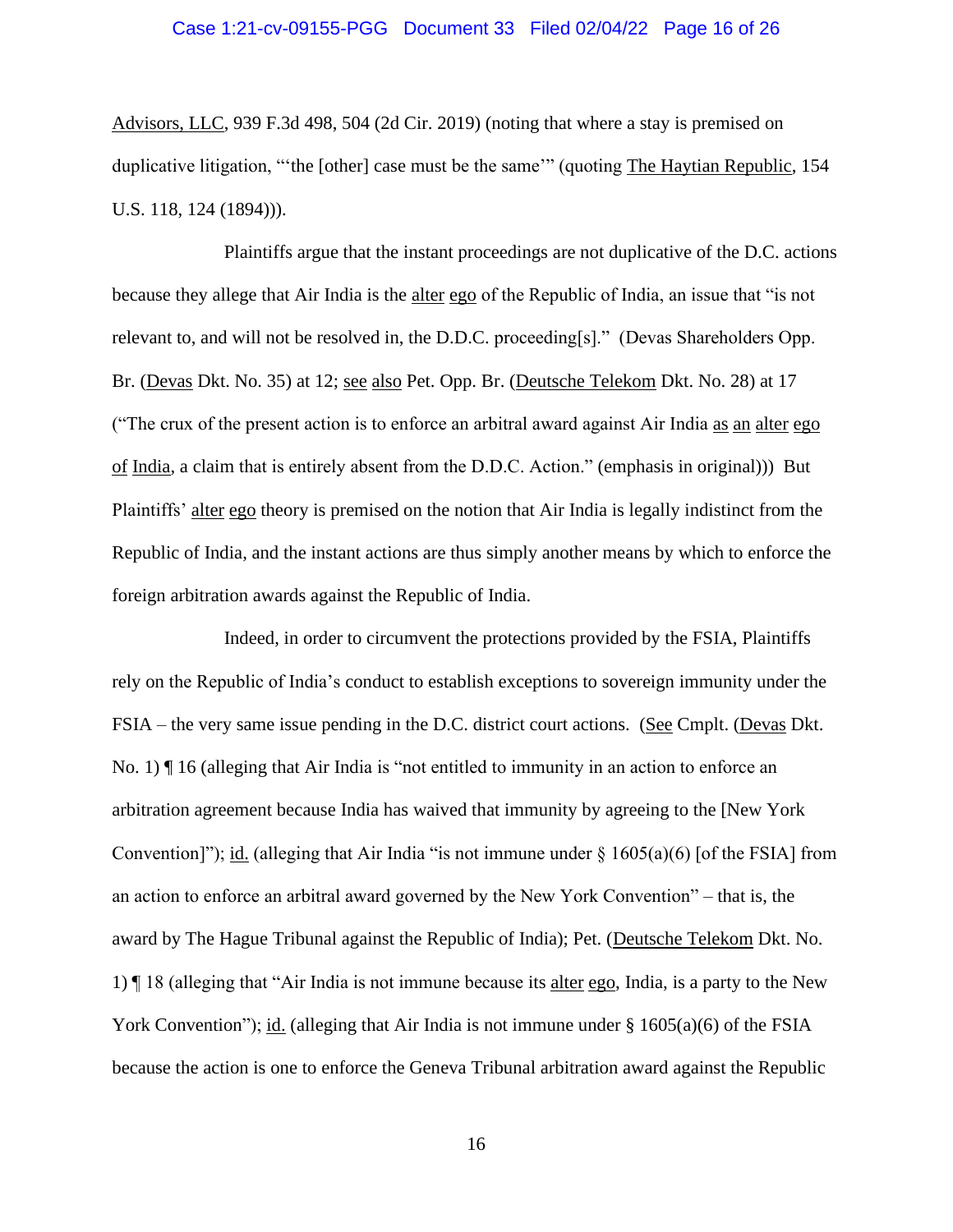Advisors, LLC, 939 F.3d 498, 504 (2d Cir. 2019) (noting that where a stay is premised on duplicative litigation, "'the [other] case must be the same'" (quoting The Haytian Republic, 154 U.S. 118, 124 (1894))).

Plaintiffs argue that the instant proceedings are not duplicative of the D.C. actions because they allege that Air India is the alter ego of the Republic of India, an issue that "is not relevant to, and will not be resolved in, the D.D.C. proceeding[s]." (Devas Shareholders Opp. Br. (Devas Dkt. No. 35) at 12; see also Pet. Opp. Br. (Deutsche Telekom Dkt. No. 28) at 17 ("The crux of the present action is to enforce an arbitral award against Air India as an alter ego of India, a claim that is entirely absent from the D.D.C. Action." (emphasis in original))) But Plaintiffs' alter ego theory is premised on the notion that Air India is legally indistinct from the Republic of India, and the instant actions are thus simply another means by which to enforce the foreign arbitration awards against the Republic of India.

Indeed, in order to circumvent the protections provided by the FSIA, Plaintiffs rely on the Republic of India's conduct to establish exceptions to sovereign immunity under the FSIA – the very same issue pending in the D.C. district court actions. (See Cmplt. (Devas Dkt. No. 1) ¶ 16 (alleging that Air India is "not entitled to immunity in an action to enforce an arbitration agreement because India has waived that immunity by agreeing to the [New York Convention]"); id. (alleging that Air India "is not immune under § 1605(a)(6) [of the FSIA] from an action to enforce an arbitral award governed by the New York Convention" – that is, the award by The Hague Tribunal against the Republic of India); Pet. (Deutsche Telekom Dkt. No. 1) ¶ 18 (alleging that "Air India is not immune because its alter ego, India, is a party to the New York Convention"); id. (alleging that Air India is not immune under § 1605(a)(6) of the FSIA because the action is one to enforce the Geneva Tribunal arbitration award against the Republic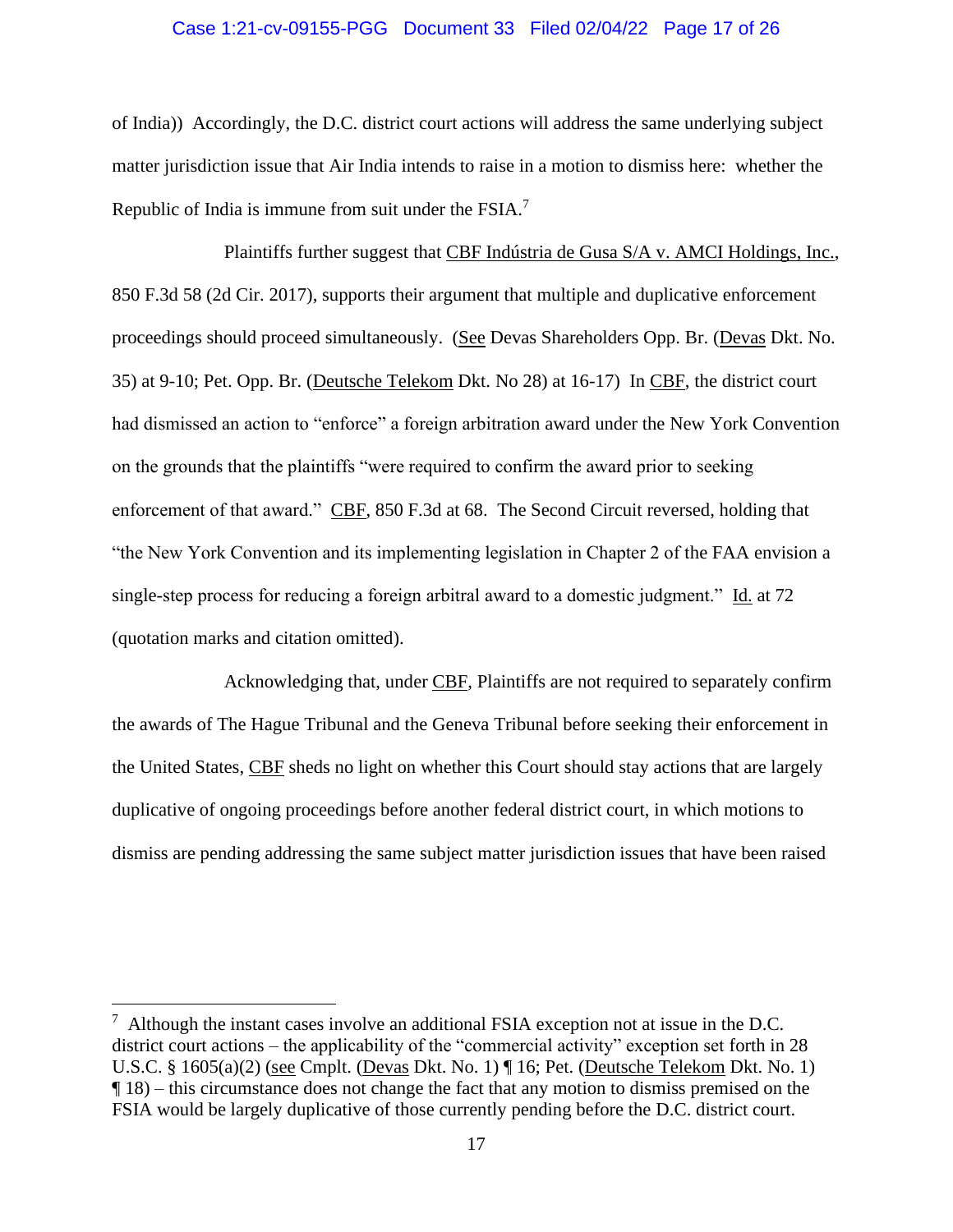of India)) Accordingly, the D.C. district court actions will address the same underlying subject matter jurisdiction issue that Air India intends to raise in a motion to dismiss here: whether the Republic of India is immune from suit under the FSIA.[7]

Plaintiffs further suggest that CBF Indústria de Gusa S/A v. AMCI Holdings, Inc., 850 F.3d 58 (2d Cir. 2017), supports their argument that multiple and duplicative enforcement proceedings should proceed simultaneously. (See Devas Shareholders Opp. Br. (Devas Dkt. No. 35) at 9-10; Pet. Opp. Br. (Deutsche Telekom Dkt. No 28) at 16-17) In CBF, the district court had dismissed an action to "enforce" a foreign arbitration award under the New York Convention on the grounds that the plaintiffs "were required to confirm the award prior to seeking enforcement of that award." CBF, 850 F.3d at 68. The Second Circuit reversed, holding that "the New York Convention and its implementing legislation in Chapter 2 of the FAA envision a single-step process for reducing a foreign arbitral award to a domestic judgment." Id. at 72 (quotation marks and citation omitted).

Acknowledging that, under CBF, Plaintiffs are not required to separately confirm the awards of The Hague Tribunal and the Geneva Tribunal before seeking their enforcement in the United States, CBF sheds no light on whether this Court should stay actions that are largely duplicative of ongoing proceedings before another federal district court, in which motions to dismiss are pending addressing the same subject matter jurisdiction issues that have been raised

---

[7] Although the instant cases involve an additional FSIA exception not at issue in the D.C. district court actions – the applicability of the "commercial activity" exception set forth in 28 U.S.C. § 1605(a)(2) (see Cmplt. (Devas Dkt. No. 1) ¶ 16; Pet. (Deutsche Telekom Dkt. No. 1) ¶ 18) – this circumstance does not change the fact that any motion to dismiss premised on the FSIA would be largely duplicative of those currently pending before the D.C. district court.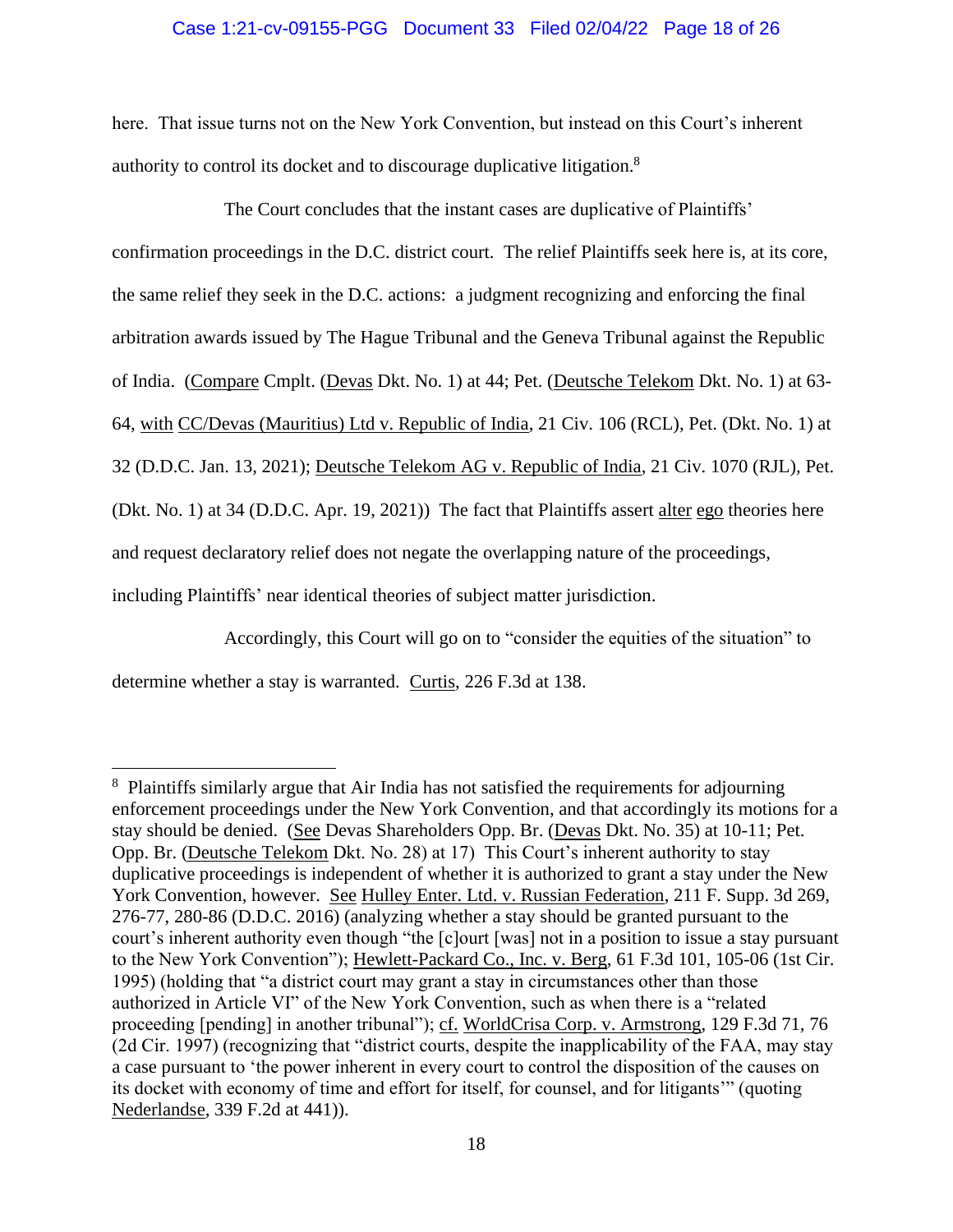here. That issue turns not on the New York Convention, but instead on this Court's inherent authority to control its docket and to discourage duplicative litigation.[8]

The Court concludes that the instant cases are duplicative of Plaintiffs' confirmation proceedings in the D.C. district court. The relief Plaintiffs seek here is, at its core, the same relief they seek in the D.C. actions: a judgment recognizing and enforcing the final arbitration awards issued by The Hague Tribunal and the Geneva Tribunal against the Republic of India. (Compare Cmplt. (Devas Dkt. No. 1) at 44; Pet. (Deutsche Telekom Dkt. No. 1) at 63-64, with CC/Devas (Mauritius) Ltd v. Republic of India, 21 Civ. 106 (RCL), Pet. (Dkt. No. 1) at 32 (D.D.C. Jan. 13, 2021); Deutsche Telekom AG v. Republic of India, 21 Civ. 1070 (RJL), Pet. (Dkt. No. 1) at 34 (D.D.C. Apr. 19, 2021)) The fact that Plaintiffs assert alter ego theories here and request declaratory relief does not negate the overlapping nature of the proceedings, including Plaintiffs' near identical theories of subject matter jurisdiction.

Accordingly, this Court will go on to "consider the equities of the situation" to determine whether a stay is warranted. Curtis, 226 F.3d at 138.

---

[8] Plaintiffs similarly argue that Air India has not satisfied the requirements for adjourning enforcement proceedings under the New York Convention, and that accordingly its motions for a stay should be denied. (See Devas Shareholders Opp. Br. (Devas Dkt. No. 35) at 10-11; Pet. Opp. Br. (Deutsche Telekom Dkt. No. 28) at 17) This Court's inherent authority to stay duplicative proceedings is independent of whether it is authorized to grant a stay under the New York Convention, however. See Hulley Enter. Ltd. v. Russian Federation, 211 F. Supp. 3d 269, 276-77, 280-86 (D.D.C. 2016) (analyzing whether a stay should be granted pursuant to the court's inherent authority even though "the [c]ourt [was] not in a position to issue a stay pursuant to the New York Convention"); Hewlett-Packard Co., Inc. v. Berg, 61 F.3d 101, 105-06 (1st Cir. 1995) (holding that "a district court may grant a stay in circumstances other than those authorized in Article VI" of the New York Convention, such as when there is a "related proceeding [pending] in another tribunal"); cf. WorldCrisa Corp. v. Armstrong, 129 F.3d 71, 76 (2d Cir. 1997) (recognizing that "district courts, despite the inapplicability of the FAA, may stay a case pursuant to 'the power inherent in every court to control the disposition of the causes on its docket with economy of time and effort for itself, for counsel, and for litigants'" (quoting Nederlandse, 339 F.2d at 441)).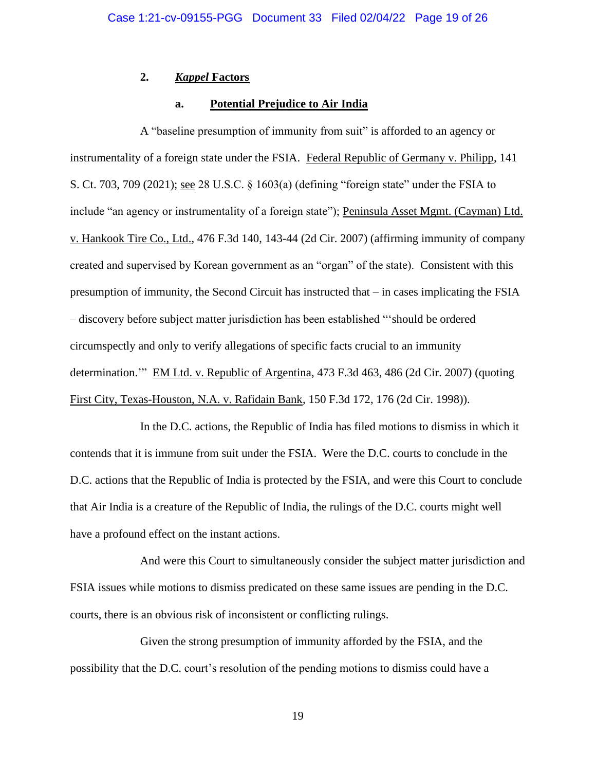### 2. *Kappel* Factors

#### a. Potential Prejudice to Air India

A "baseline presumption of immunity from suit" is afforded to an agency or instrumentality of a foreign state under the FSIA. Federal Republic of Germany v. Philipp, 141 S. Ct. 703, 709 (2021); see 28 U.S.C. § 1603(a) (defining "foreign state" under the FSIA to include "an agency or instrumentality of a foreign state"); Peninsula Asset Mgmt. (Cayman) Ltd. v. Hankook Tire Co., Ltd., 476 F.3d 140, 143-44 (2d Cir. 2007) (affirming immunity of company created and supervised by Korean government as an "organ" of the state). Consistent with this presumption of immunity, the Second Circuit has instructed that – in cases implicating the FSIA – discovery before subject matter jurisdiction has been established "'should be ordered circumspectly and only to verify allegations of specific facts crucial to an immunity determination.'" EM Ltd. v. Republic of Argentina, 473 F.3d 463, 486 (2d Cir. 2007) (quoting First City, Texas-Houston, N.A. v. Rafidain Bank, 150 F.3d 172, 176 (2d Cir. 1998)).

In the D.C. actions, the Republic of India has filed motions to dismiss in which it contends that it is immune from suit under the FSIA. Were the D.C. courts to conclude in the D.C. actions that the Republic of India is protected by the FSIA, and were this Court to conclude that Air India is a creature of the Republic of India, the rulings of the D.C. courts might well have a profound effect on the instant actions.

And were this Court to simultaneously consider the subject matter jurisdiction and FSIA issues while motions to dismiss predicated on these same issues are pending in the D.C. courts, there is an obvious risk of inconsistent or conflicting rulings.

Given the strong presumption of immunity afforded by the FSIA, and the possibility that the D.C. court's resolution of the pending motions to dismiss could have a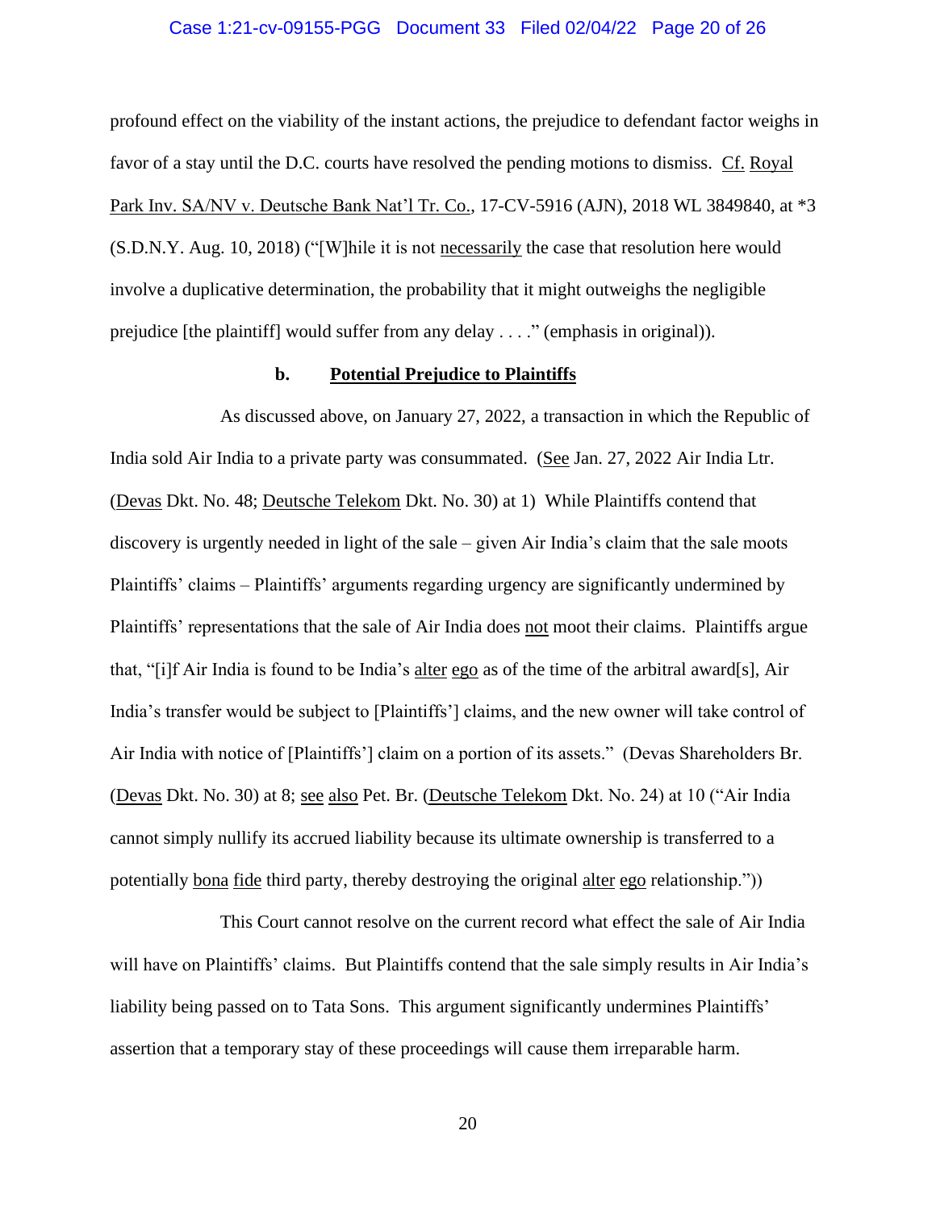profound effect on the viability of the instant actions, the prejudice to defendant factor weighs in favor of a stay until the D.C. courts have resolved the pending motions to dismiss. Cf. Royal Park Inv. SA/NV v. Deutsche Bank Nat'l Tr. Co., 17-CV-5916 (AJN), 2018 WL 3849840, at *3 (S.D.N.Y. Aug. 10, 2018) ("[W]hile it is not *necessarily* the case that resolution here would involve a duplicative determination, the probability that it might outweighs the negligible prejudice [the plaintiff] would suffer from any delay . . . ." (emphasis in original)).

### b. Potential Prejudice to Plaintiffs

As discussed above, on January 27, 2022, a transaction in which the Republic of India sold Air India to a private party was consummated. (See Jan. 27, 2022 Air India Ltr. (Devas Dkt. No. 48; Deutsche Telekom Dkt. No. 30) at 1) While Plaintiffs contend that discovery is urgently needed in light of the sale – given Air India's claim that the sale moots Plaintiffs' claims – Plaintiffs' arguments regarding urgency are significantly undermined by Plaintiffs' representations that the sale of Air India does *not* moot their claims. Plaintiffs argue that, "[i]f Air India is found to be India's alter ego as of the time of the arbitral award[s], Air India's transfer would be subject to [Plaintiffs'] claims, and the new owner will take control of Air India with notice of [Plaintiffs'] claim on a portion of its assets." (Devas Shareholders Br. (Devas Dkt. No. 30) at 8; see also Pet. Br. (Deutsche Telekom Dkt. No. 24) at 10 ("Air India cannot simply nullify its accrued liability because its ultimate ownership is transferred to a potentially bona fide third party, thereby destroying the original alter ego relationship."))

This Court cannot resolve on the current record what effect the sale of Air India will have on Plaintiffs' claims. But Plaintiffs contend that the sale simply results in Air India's liability being passed on to Tata Sons. This argument significantly undermines Plaintiffs' assertion that a temporary stay of these proceedings will cause them irreparable harm.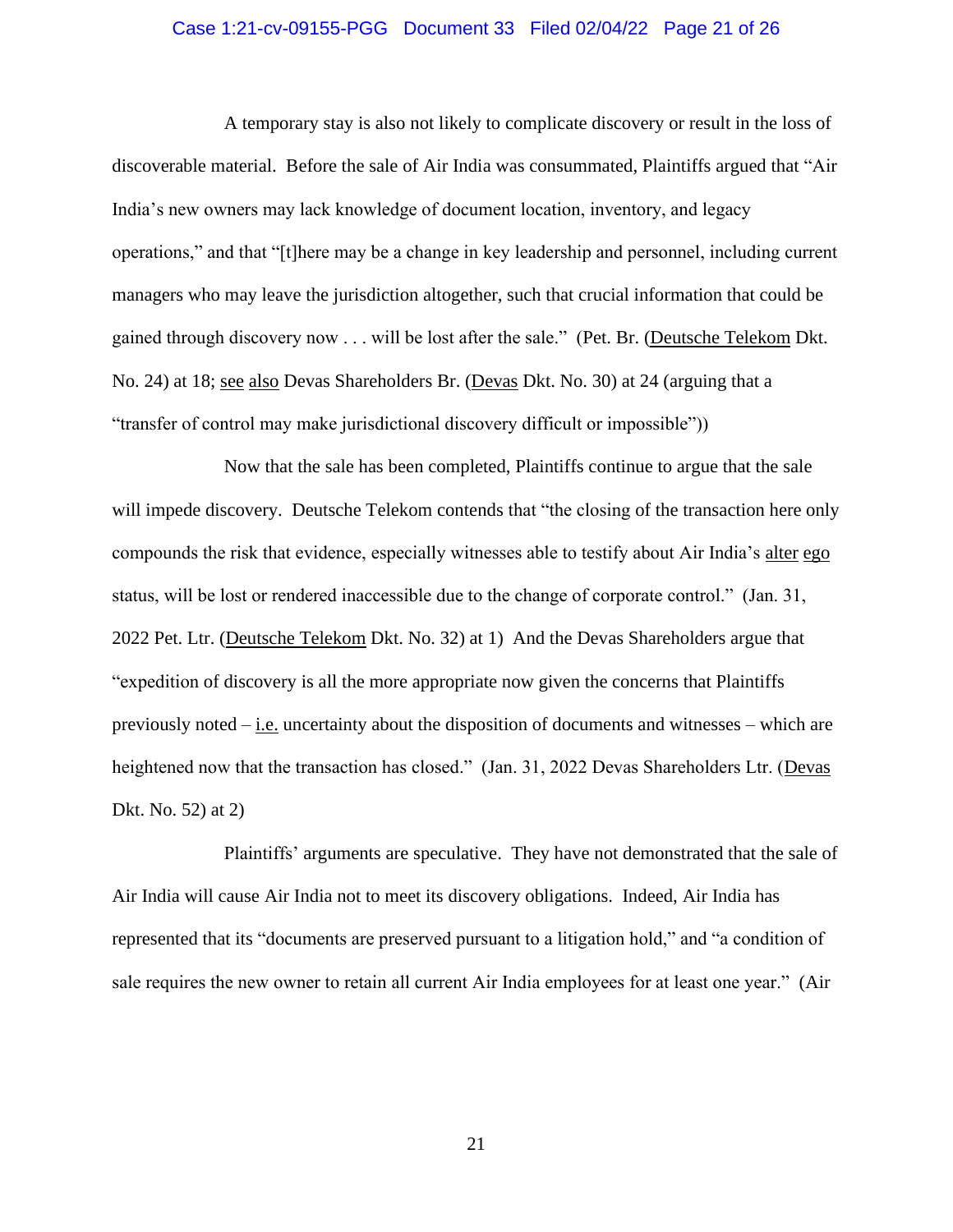A temporary stay is also not likely to complicate discovery or result in the loss of discoverable material. Before the sale of Air India was consummated, Plaintiffs argued that "Air India's new owners may lack knowledge of document location, inventory, and legacy operations," and that "[t]here may be a change in key leadership and personnel, including current managers who may leave the jurisdiction altogether, such that crucial information that could be gained through discovery now . . . will be lost after the sale." (Pet. Br. (Deutsche Telekom Dkt. No. 24) at 18; see also Devas Shareholders Br. (Devas Dkt. No. 30) at 24 (arguing that a "transfer of control may make jurisdictional discovery difficult or impossible"))

Now that the sale has been completed, Plaintiffs continue to argue that the sale will impede discovery. Deutsche Telekom contends that "the closing of the transaction here only compounds the risk that evidence, especially witnesses able to testify about Air India's alter ego status, will be lost or rendered inaccessible due to the change of corporate control." (Jan. 31, 2022 Pet. Ltr. (Deutsche Telekom Dkt. No. 32) at 1) And the Devas Shareholders argue that "expedition of discovery is all the more appropriate now given the concerns that Plaintiffs previously noted – i.e. uncertainty about the disposition of documents and witnesses – which are heightened now that the transaction has closed." (Jan. 31, 2022 Devas Shareholders Ltr. (Devas Dkt. No. 52) at 2)

Plaintiffs' arguments are speculative. They have not demonstrated that the sale of Air India will cause Air India not to meet its discovery obligations. Indeed, Air India has represented that its "documents are preserved pursuant to a litigation hold," and "a condition of sale requires the new owner to retain all current Air India employees for at least one year." (Air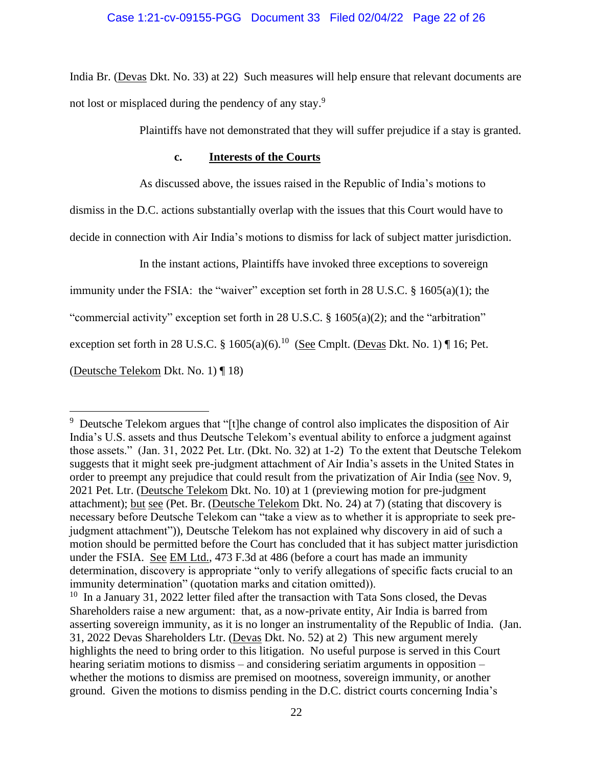India Br. (Devas Dkt. No. 33) at 22) Such measures will help ensure that relevant documents are not lost or misplaced during the pendency of any stay.[9]

Plaintiffs have not demonstrated that they will suffer prejudice if a stay is granted.

**c. Interests of the Courts**

As discussed above, the issues raised in the Republic of India's motions to dismiss in the D.C. actions substantially overlap with the issues that this Court would have to decide in connection with Air India's motions to dismiss for lack of subject matter jurisdiction.

In the instant actions, Plaintiffs have invoked three exceptions to sovereign immunity under the FSIA: the "waiver" exception set forth in 28 U.S.C. § 1605(a)(1); the "commercial activity" exception set forth in 28 U.S.C. § 1605(a)(2); and the "arbitration" exception set forth in 28 U.S.C. § 1605(a)(6).[10] (See Cmplt. (Devas Dkt. No. 1) ¶ 16; Pet. (Deutsche Telekom Dkt. No. 1) ¶ 18)

---

[9] Deutsche Telekom argues that "[t]he change of control also implicates the disposition of Air India's U.S. assets and thus Deutsche Telekom's eventual ability to enforce a judgment against those assets." (Jan. 31, 2022 Pet. Ltr. (Dkt. No. 32) at 1-2) To the extent that Deutsche Telekom suggests that it might seek pre-judgment attachment of Air India's assets in the United States in order to preempt any prejudice that could result from the privatization of Air India (see Nov. 9, 2021 Pet. Ltr. (Deutsche Telekom Dkt. No. 10) at 1 (previewing motion for pre-judgment attachment); but see (Pet. Br. (Deutsche Telekom Dkt. No. 24) at 7) (stating that discovery is necessary before Deutsche Telekom can "take a view as to whether it is appropriate to seek pre-judgment attachment")), Deutsche Telekom has not explained why discovery in aid of such a motion should be permitted before the Court has concluded that it has subject matter jurisdiction under the FSIA. See EM Ltd., 473 F.3d at 486 (before a court has made an immunity determination, discovery is appropriate "only to verify allegations of specific facts crucial to an immunity determination" (quotation marks and citation omitted)).

[10] In a January 31, 2022 letter filed after the transaction with Tata Sons closed, the Devas Shareholders raise a new argument: that, as a now-private entity, Air India is barred from asserting sovereign immunity, as it is no longer an instrumentality of the Republic of India. (Jan. 31, 2022 Devas Shareholders Ltr. (Devas Dkt. No. 52) at 2) This new argument merely highlights the need to bring order to this litigation. No useful purpose is served in this Court hearing seriatim motions to dismiss – and considering seriatim arguments in opposition – whether the motions to dismiss are premised on mootness, sovereign immunity, or another ground. Given the motions to dismiss pending in the D.C. district courts concerning India's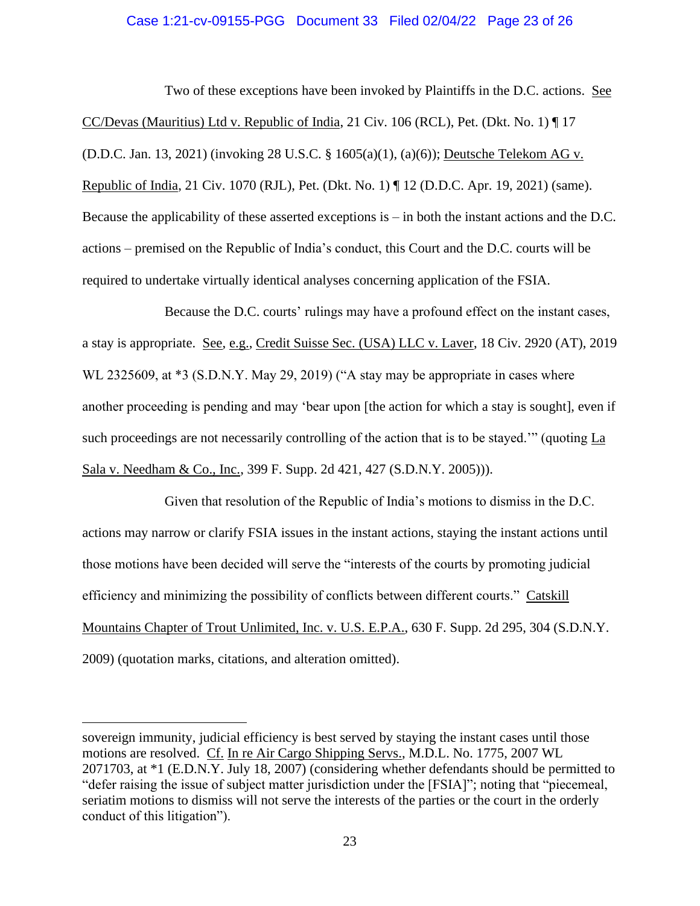Two of these exceptions have been invoked by Plaintiffs in the D.C. actions. See CC/Devas (Mauritius) Ltd v. Republic of India, 21 Civ. 106 (RCL), Pet. (Dkt. No. 1) ¶ 17 (D.D.C. Jan. 13, 2021) (invoking 28 U.S.C. § 1605(a)(1), (a)(6)); Deutsche Telekom AG v. Republic of India, 21 Civ. 1070 (RJL), Pet. (Dkt. No. 1) ¶ 12 (D.D.C. Apr. 19, 2021) (same). Because the applicability of these asserted exceptions is – in both the instant actions and the D.C. actions – premised on the Republic of India's conduct, this Court and the D.C. courts will be required to undertake virtually identical analyses concerning application of the FSIA.

Because the D.C. courts' rulings may have a profound effect on the instant cases, a stay is appropriate. See, e.g., Credit Suisse Sec. (USA) LLC v. Laver, 18 Civ. 2920 (AT), 2019 WL 2325609, at *3 (S.D.N.Y. May 29, 2019) ("A stay may be appropriate in cases where another proceeding is pending and may 'bear upon [the action for which a stay is sought], even if such proceedings are not necessarily controlling of the action that is to be stayed.'" (quoting La Sala v. Needham & Co., Inc., 399 F. Supp. 2d 421, 427 (S.D.N.Y. 2005))).

Given that resolution of the Republic of India's motions to dismiss in the D.C. actions may narrow or clarify FSIA issues in the instant actions, staying the instant actions until those motions have been decided will serve the "interests of the courts by promoting judicial efficiency and minimizing the possibility of conflicts between different courts." Catskill Mountains Chapter of Trout Unlimited, Inc. v. U.S. E.P.A., 630 F. Supp. 2d 295, 304 (S.D.N.Y. 2009) (quotation marks, citations, and alteration omitted).

---

sovereign immunity, judicial efficiency is best served by staying the instant cases until those motions are resolved. Cf. In re Air Cargo Shipping Servs., M.D.L. No. 1775, 2007 WL 2071703, at *1 (E.D.N.Y. July 18, 2007) (considering whether defendants should be permitted to "defer raising the issue of subject matter jurisdiction under the [FSIA]"; noting that "piecemeal, seriatim motions to dismiss will not serve the interests of the parties or the court in the orderly conduct of this litigation").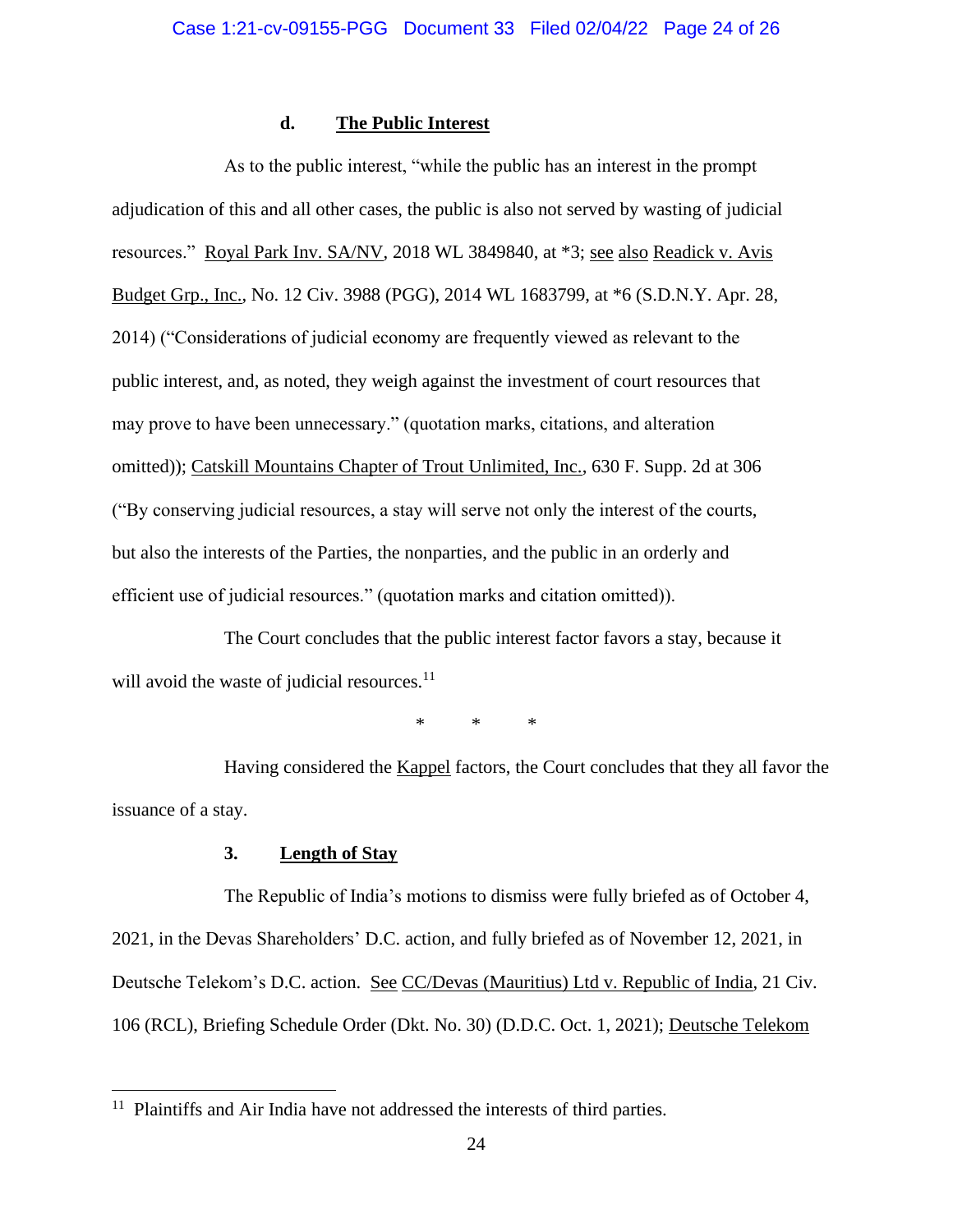#### d. The Public Interest

As to the public interest, "while the public has an interest in the prompt adjudication of this and all other cases, the public is also not served by wasting of judicial resources." Royal Park Inv. SA/NV, 2018 WL 3849840, at *3; see also Readick v. Avis Budget Grp., Inc., No. 12 Civ. 3988 (PGG), 2014 WL 1683799, at *6 (S.D.N.Y. Apr. 28, 2014) ("Considerations of judicial economy are frequently viewed as relevant to the public interest, and, as noted, they weigh against the investment of court resources that may prove to have been unnecessary." (quotation marks, citations, and alteration omitted)); Catskill Mountains Chapter of Trout Unlimited, Inc., 630 F. Supp. 2d at 306 ("By conserving judicial resources, a stay will serve not only the interest of the courts, but also the interests of the Parties, the nonparties, and the public in an orderly and efficient use of judicial resources." (quotation marks and citation omitted)).

The Court concludes that the public interest factor favors a stay, because it will avoid the waste of judicial resources.[11]

\* \* \*

Having considered the Kappel factors, the Court concludes that they all favor the issuance of a stay.

### 3. Length of Stay

The Republic of India's motions to dismiss were fully briefed as of October 4, 2021, in the Devas Shareholders' D.C. action, and fully briefed as of November 12, 2021, in Deutsche Telekom's D.C. action. See CC/Devas (Mauritius) Ltd v. Republic of India, 21 Civ. 106 (RCL), Briefing Schedule Order (Dkt. No. 30) (D.D.C. Oct. 1, 2021); Deutsche Telekom

[11] Plaintiffs and Air India have not addressed the interests of third parties.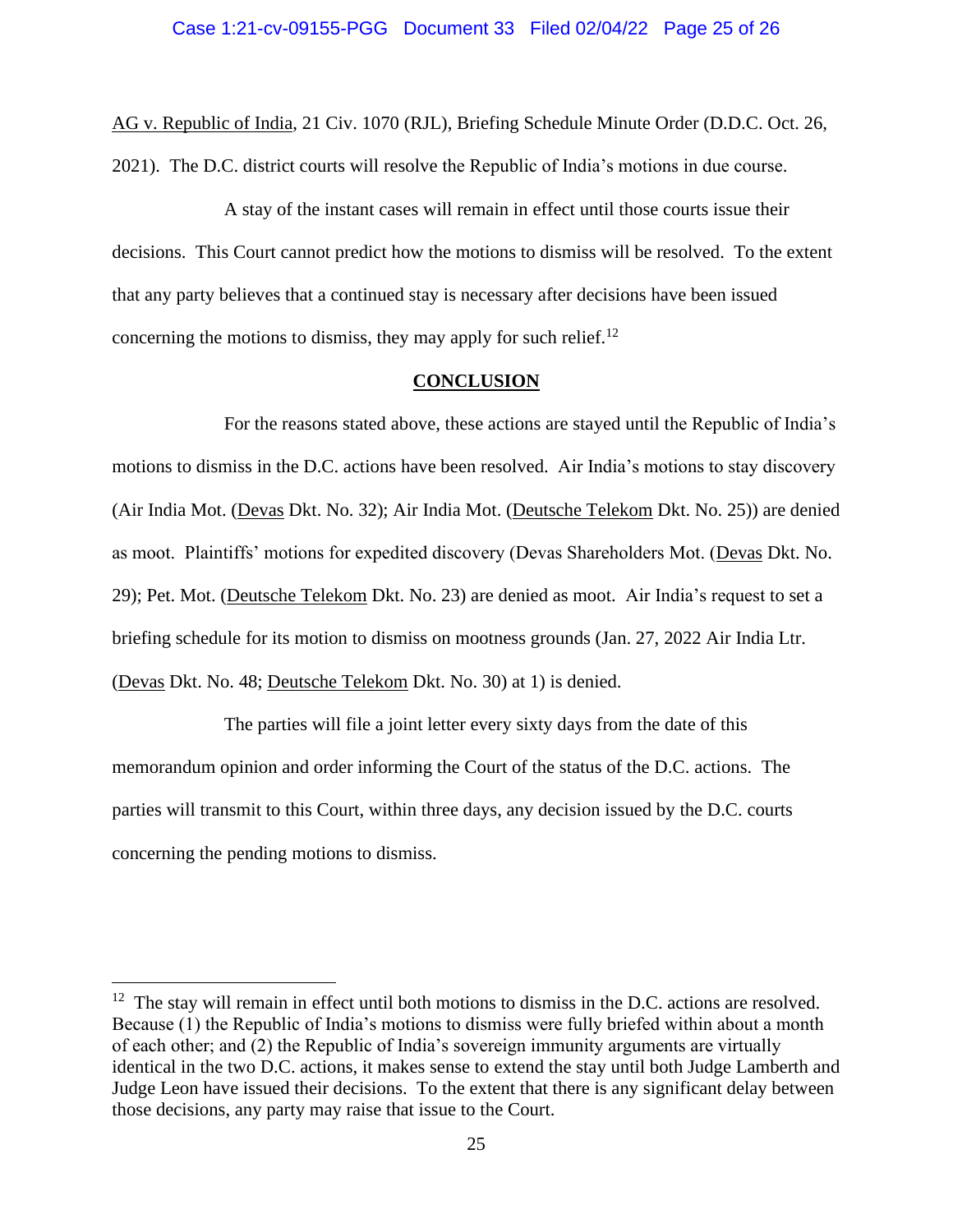AG v. Republic of India, 21 Civ. 1070 (RJL), Briefing Schedule Minute Order (D.D.C. Oct. 26, 2021). The D.C. district courts will resolve the Republic of India's motions in due course.

A stay of the instant cases will remain in effect until those courts issue their decisions. This Court cannot predict how the motions to dismiss will be resolved. To the extent that any party believes that a continued stay is necessary after decisions have been issued concerning the motions to dismiss, they may apply for such relief.[12]

## CONCLUSION

For the reasons stated above, these actions are stayed until the Republic of India's motions to dismiss in the D.C. actions have been resolved. Air India's motions to stay discovery (Air India Mot. (Devas Dkt. No. 32); Air India Mot. (Deutsche Telekom Dkt. No. 25)) are denied as moot. Plaintiffs' motions for expedited discovery (Devas Shareholders Mot. (Devas Dkt. No. 29); Pet. Mot. (Deutsche Telekom Dkt. No. 23) are denied as moot. Air India's request to set a briefing schedule for its motion to dismiss on mootness grounds (Jan. 27, 2022 Air India Ltr. (Devas Dkt. No. 48; Deutsche Telekom Dkt. No. 30) at 1) is denied.

The parties will file a joint letter every sixty days from the date of this memorandum opinion and order informing the Court of the status of the D.C. actions. The parties will transmit to this Court, within three days, any decision issued by the D.C. courts concerning the pending motions to dismiss.

---

[12] The stay will remain in effect until both motions to dismiss in the D.C. actions are resolved. Because (1) the Republic of India's motions to dismiss were fully briefed within about a month of each other; and (2) the Republic of India's sovereign immunity arguments are virtually identical in the two D.C. actions, it makes sense to extend the stay until both Judge Lamberth and Judge Leon have issued their decisions. To the extent that there is any significant delay between those decisions, any party may raise that issue to the Court.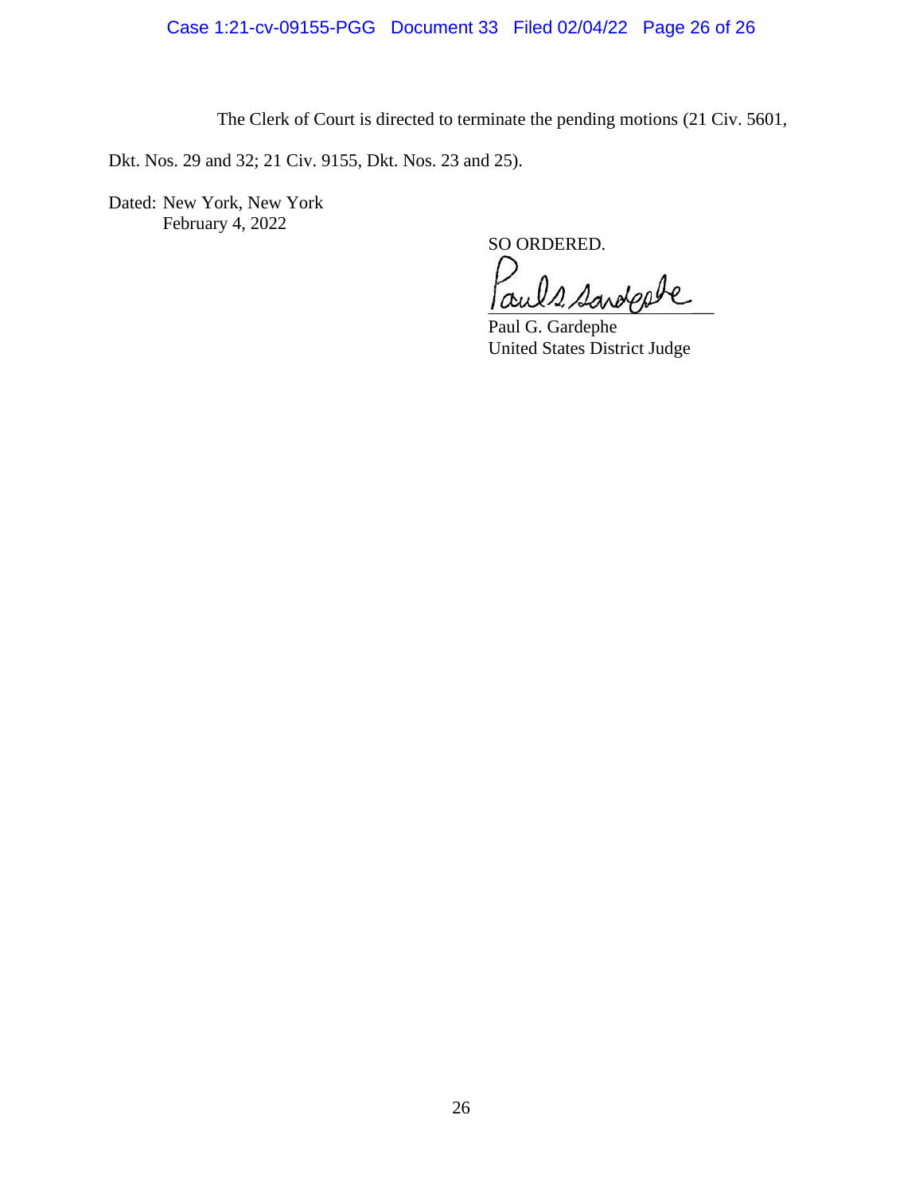The Clerk of Court is directed to terminate the pending motions (21 Civ. 5601, Dkt. Nos. 29 and 32; 21 Civ. 9155, Dkt. Nos. 23 and 25).

Dated: New York, New York
February 4, 2022

SO ORDERED.

Paul G. Gardephe
United States District Judge